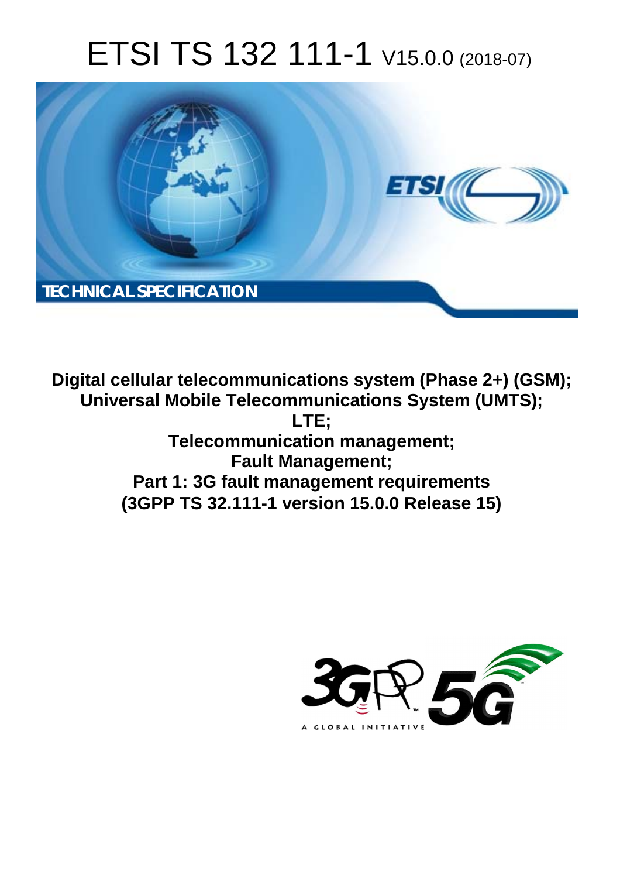# ETSI TS 132 111-1 V15.0.0 (2018-07)

**TECHNICAL SPECIFICATION**

**Digital cellular telecommunications system (Phase 2+) (GSM); Universal Mobile Telecommunications System (UMTS); LTE; Telecommunication management; Fault Management; Part 1: 3G fault management requirements (3GPP TS 32.111-1 version 15.0.0 Release 15)**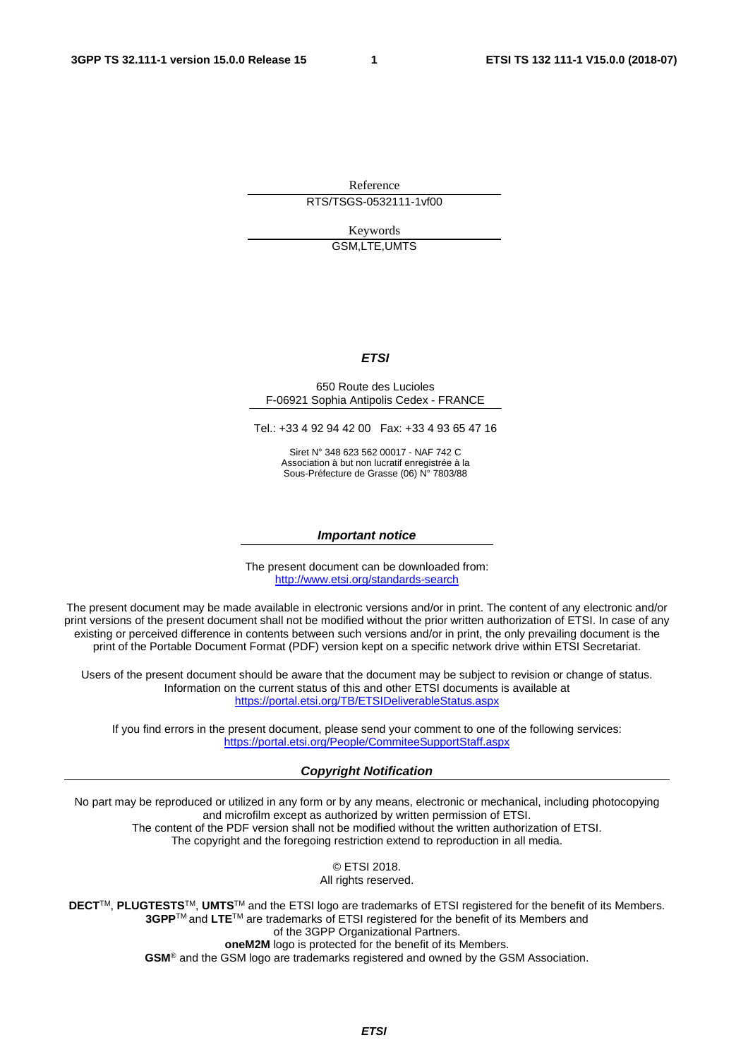Reference

RTS/TSGS-0532111-1vf00

Keywords

GSM,LTE,UMTS

***ETSI***

650 Route des Lucioles
F-06921 Sophia Antipolis Cedex - FRANCE

Tel.: +33 4 92 94 42 00 Fax: +33 4 93 65 47 16

Siret N° 348 623 562 00017 - NAF 742 C
Association à but non lucratif enregistrée à la
Sous-Préfecture de Grasse (06) N° 7803/88

***Important notice***

The present document can be downloaded from:
http://www.etsi.org/standards-search

The present document may be made available in electronic versions and/or in print. The content of any electronic and/or print versions of the present document shall not be modified without the prior written authorization of ETSI. In case of any existing or perceived difference in contents between such versions and/or in print, the only prevailing document is the print of the Portable Document Format (PDF) version kept on a specific network drive within ETSI Secretariat.

Users of the present document should be aware that the document may be subject to revision or change of status. Information on the current status of this and other ETSI documents is available at
https://portal.etsi.org/TB/ETSIDeliverableStatus.aspx

If you find errors in the present document, please send your comment to one of the following services:
https://portal.etsi.org/People/CommiteeSupportStaff.aspx

***Copyright Notification***

No part may be reproduced or utilized in any form or by any means, electronic or mechanical, including photocopying and microfilm except as authorized by written permission of ETSI.
The content of the PDF version shall not be modified without the written authorization of ETSI.
The copyright and the foregoing restriction extend to reproduction in all media.

© ETSI 2018.
All rights reserved.

**DECT**™, **PLUGTESTS**™, **UMTS**™ and the ETSI logo are trademarks of ETSI registered for the benefit of its Members.
**3GPP**™ and **LTE**™ are trademarks of ETSI registered for the benefit of its Members and of the 3GPP Organizational Partners.
**oneM2M** logo is protected for the benefit of its Members.
**GSM**® and the GSM logo are trademarks registered and owned by the GSM Association.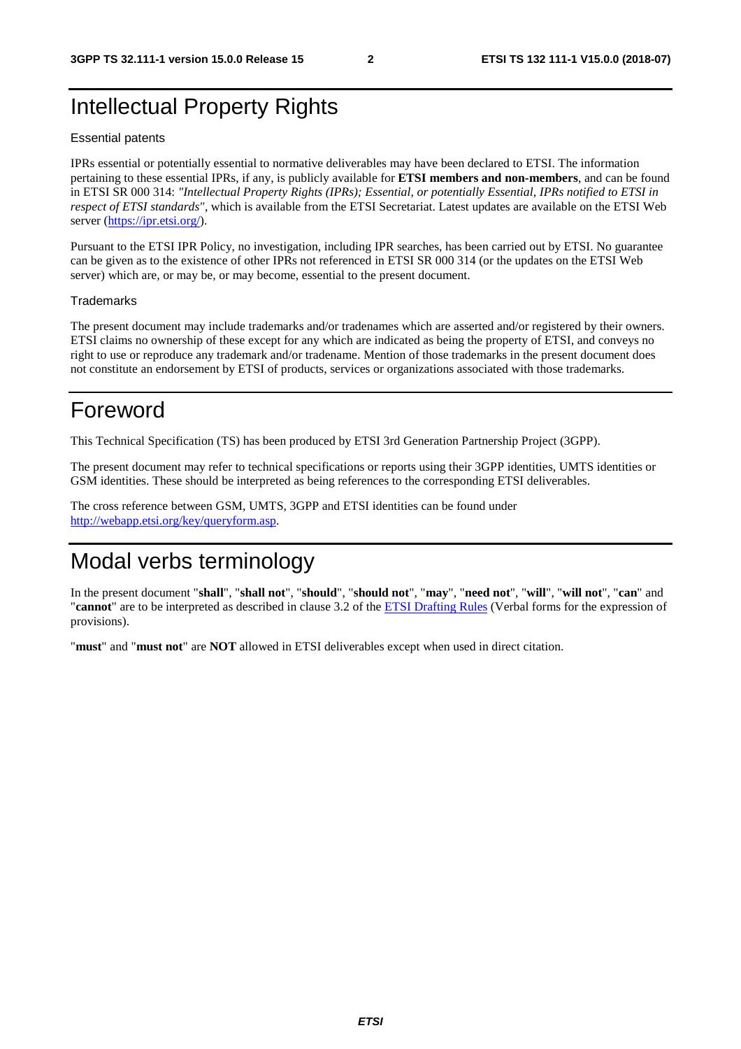# Intellectual Property Rights

Essential patents

IPRs essential or potentially essential to normative deliverables may have been declared to ETSI. The information pertaining to these essential IPRs, if any, is publicly available for **ETSI members and non-members**, and can be found in ETSI SR 000 314: *"Intellectual Property Rights (IPRs); Essential, or potentially Essential, IPRs notified to ETSI in respect of ETSI standards"*, which is available from the ETSI Secretariat. Latest updates are available on the ETSI Web server (https://ipr.etsi.org/).

Pursuant to the ETSI IPR Policy, no investigation, including IPR searches, has been carried out by ETSI. No guarantee can be given as to the existence of other IPRs not referenced in ETSI SR 000 314 (or the updates on the ETSI Web server) which are, or may be, or may become, essential to the present document.

Trademarks

The present document may include trademarks and/or tradenames which are asserted and/or registered by their owners. ETSI claims no ownership of these except for any which are indicated as being the property of ETSI, and conveys no right to use or reproduce any trademark and/or tradename. Mention of those trademarks in the present document does not constitute an endorsement by ETSI of products, services or organizations associated with those trademarks.

# Foreword

This Technical Specification (TS) has been produced by ETSI 3rd Generation Partnership Project (3GPP).

The present document may refer to technical specifications or reports using their 3GPP identities, UMTS identities or GSM identities. These should be interpreted as being references to the corresponding ETSI deliverables.

The cross reference between GSM, UMTS, 3GPP and ETSI identities can be found under http://webapp.etsi.org/key/queryform.asp.

# Modal verbs terminology

In the present document "**shall**", "**shall not**", "**should**", "**should not**", "**may**", "**need not**", "**will**", "**will not**", "**can**" and "**cannot**" are to be interpreted as described in clause 3.2 of the ETSI Drafting Rules (Verbal forms for the expression of provisions).

"**must**" and "**must not**" are **NOT** allowed in ETSI deliverables except when used in direct citation.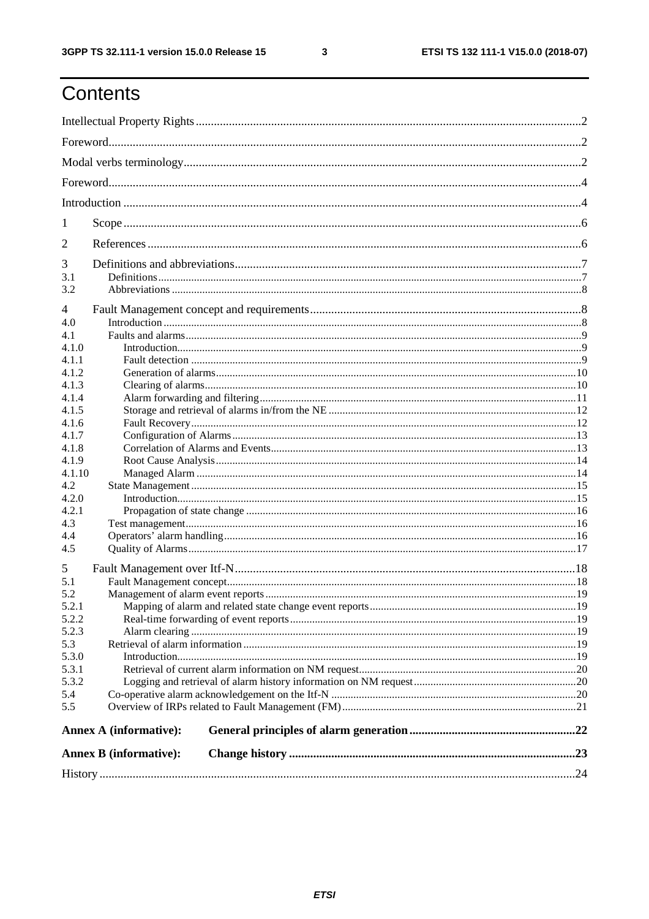# Contents

Intellectual Property Rights ........ 2

Foreword ........ 2

Modal verbs terminology ........ 2

Foreword ........ 4

Introduction ........ 4

1 Scope ........ 6

2 References ........ 6

3 Definitions and abbreviations ........ 7
- 3.1 Definitions ........ 7
- 3.2 Abbreviations ........ 8

4 Fault Management concept and requirements ........ 8
- 4.0 Introduction ........ 8
- 4.1 Faults and alarms ........ 9
  - 4.1.0 Introduction ........ 9
  - 4.1.1 Fault detection ........ 9
  - 4.1.2 Generation of alarms ........ 10
  - 4.1.3 Clearing of alarms ........ 10
  - 4.1.4 Alarm forwarding and filtering ........ 11
  - 4.1.5 Storage and retrieval of alarms in/from the NE ........ 12
  - 4.1.6 Fault Recovery ........ 12
  - 4.1.7 Configuration of Alarms ........ 13
  - 4.1.8 Correlation of Alarms and Events ........ 13
  - 4.1.9 Root Cause Analysis ........ 14
  - 4.1.10 Managed Alarm ........ 14
- 4.2 State Management ........ 15
  - 4.2.0 Introduction ........ 15
  - 4.2.1 Propagation of state change ........ 16
- 4.3 Test management ........ 16
- 4.4 Operators' alarm handling ........ 16
- 4.5 Quality of Alarms ........ 17

5 Fault Management over Itf-N ........ 18
- 5.1 Fault Management concept ........ 18
- 5.2 Management of alarm event reports ........ 19
  - 5.2.1 Mapping of alarm and related state change event reports ........ 19
  - 5.2.2 Real-time forwarding of event reports ........ 19
  - 5.2.3 Alarm clearing ........ 19
- 5.3 Retrieval of alarm information ........ 19
  - 5.3.0 Introduction ........ 19
  - 5.3.1 Retrieval of current alarm information on NM request ........ 20
  - 5.3.2 Logging and retrieval of alarm history information on NM request ........ 20
- 5.4 Co-operative alarm acknowledgement on the Itf-N ........ 20
- 5.5 Overview of IRPs related to Fault Management (FM) ........ 21

**Annex A (informative): General principles of alarm generation** ........ 22

**Annex B (informative): Change history** ........ 23

History ........ 24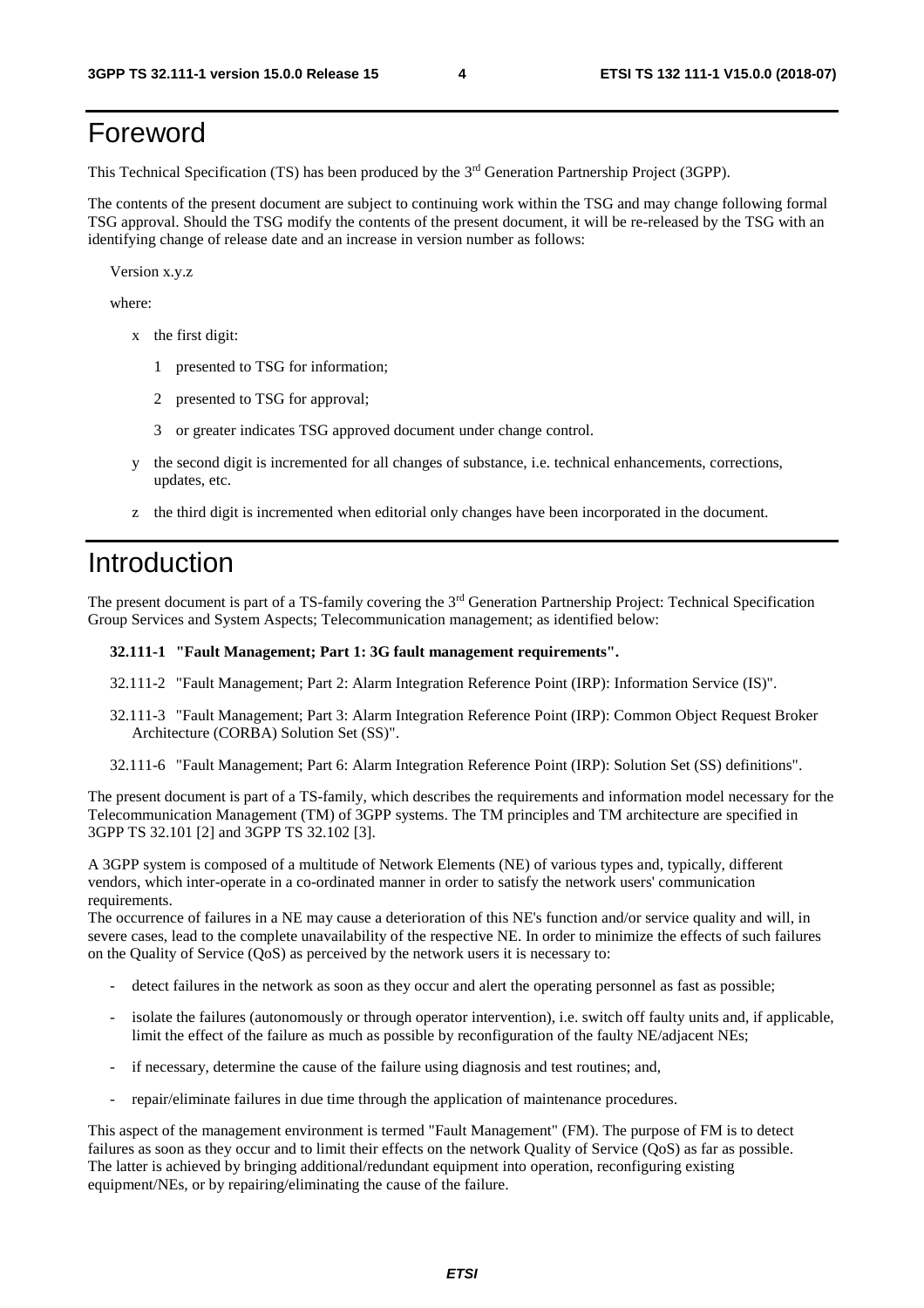# Foreword

This Technical Specification (TS) has been produced by the 3rd Generation Partnership Project (3GPP).

The contents of the present document are subject to continuing work within the TSG and may change following formal TSG approval. Should the TSG modify the contents of the present document, it will be re-released by the TSG with an identifying change of release date and an increase in version number as follows:

Version x.y.z

where:

- x the first digit:
  - 1 presented to TSG for information;
  - 2 presented to TSG for approval;
  - 3 or greater indicates TSG approved document under change control.
- y the second digit is incremented for all changes of substance, i.e. technical enhancements, corrections, updates, etc.
- z the third digit is incremented when editorial only changes have been incorporated in the document.

# Introduction

The present document is part of a TS-family covering the 3rd Generation Partnership Project: Technical Specification Group Services and System Aspects; Telecommunication management; as identified below:

**32.111-1 "Fault Management; Part 1: 3G fault management requirements".**

32.111-2 "Fault Management; Part 2: Alarm Integration Reference Point (IRP): Information Service (IS)".

32.111-3 "Fault Management; Part 3: Alarm Integration Reference Point (IRP): Common Object Request Broker Architecture (CORBA) Solution Set (SS)".

32.111-6 "Fault Management; Part 6: Alarm Integration Reference Point (IRP): Solution Set (SS) definitions".

The present document is part of a TS-family, which describes the requirements and information model necessary for the Telecommunication Management (TM) of 3GPP systems. The TM principles and TM architecture are specified in 3GPP TS 32.101 [2] and 3GPP TS 32.102 [3].

A 3GPP system is composed of a multitude of Network Elements (NE) of various types and, typically, different vendors, which inter-operate in a co-ordinated manner in order to satisfy the network users' communication requirements.
The occurrence of failures in a NE may cause a deterioration of this NE's function and/or service quality and will, in severe cases, lead to the complete unavailability of the respective NE. In order to minimize the effects of such failures on the Quality of Service (QoS) as perceived by the network users it is necessary to:

- detect failures in the network as soon as they occur and alert the operating personnel as fast as possible;
- isolate the failures (autonomously or through operator intervention), i.e. switch off faulty units and, if applicable, limit the effect of the failure as much as possible by reconfiguration of the faulty NE/adjacent NEs;
- if necessary, determine the cause of the failure using diagnosis and test routines; and,
- repair/eliminate failures in due time through the application of maintenance procedures.

This aspect of the management environment is termed "Fault Management" (FM). The purpose of FM is to detect failures as soon as they occur and to limit their effects on the network Quality of Service (QoS) as far as possible. The latter is achieved by bringing additional/redundant equipment into operation, reconfiguring existing equipment/NEs, or by repairing/eliminating the cause of the failure.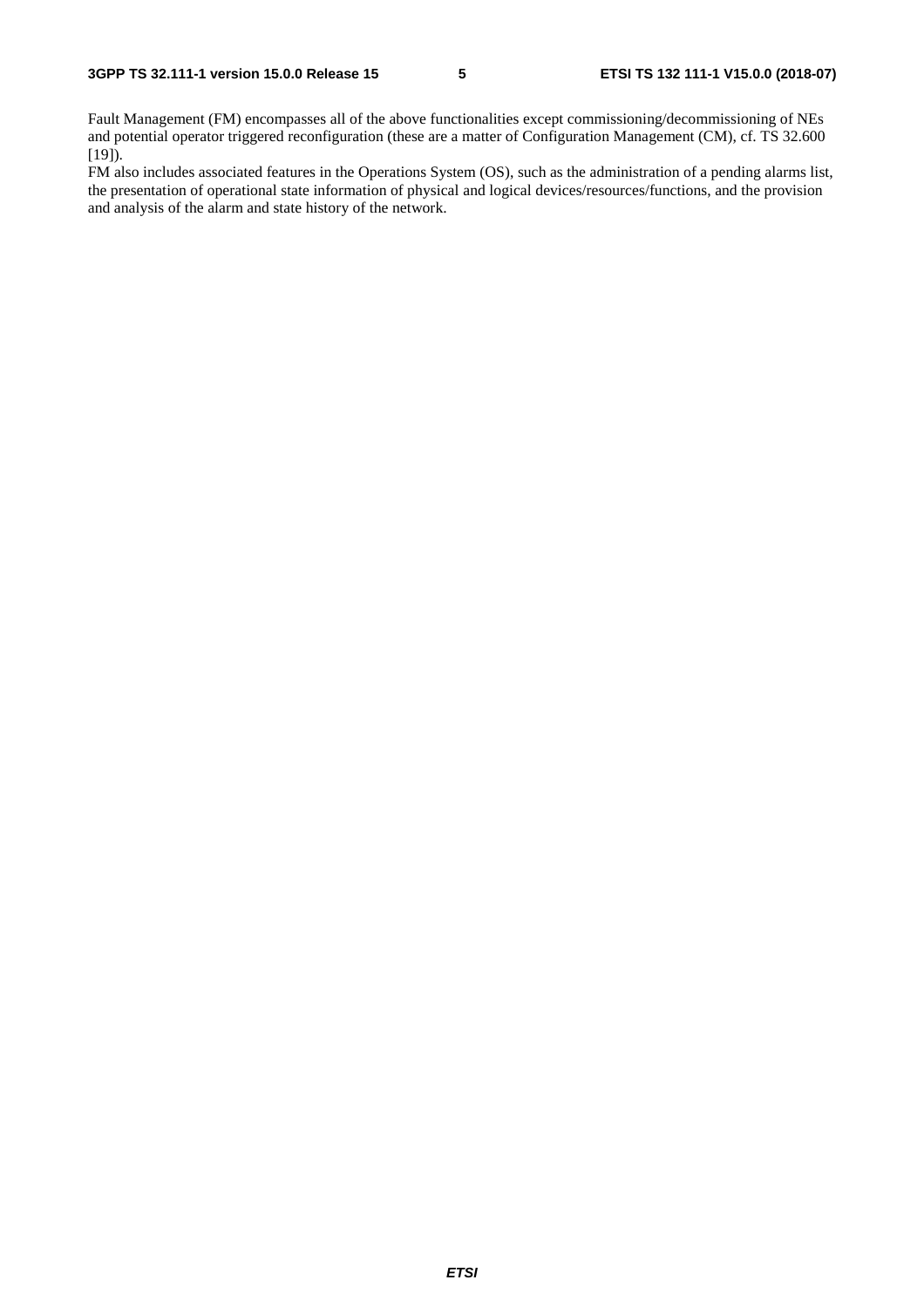Fault Management (FM) encompasses all of the above functionalities except commissioning/decommissioning of NEs and potential operator triggered reconfiguration (these are a matter of Configuration Management (CM), cf. TS 32.600 [19]).

FM also includes associated features in the Operations System (OS), such as the administration of a pending alarms list, the presentation of operational state information of physical and logical devices/resources/functions, and the provision and analysis of the alarm and state history of the network.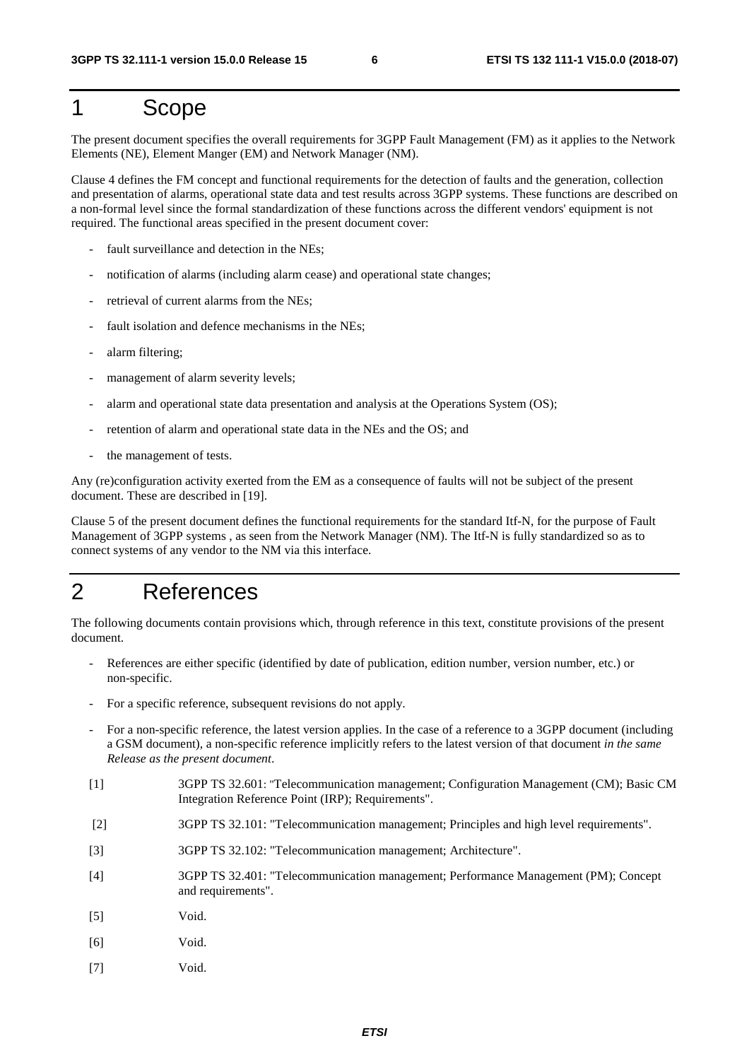# 1 Scope

The present document specifies the overall requirements for 3GPP Fault Management (FM) as it applies to the Network Elements (NE), Element Manger (EM) and Network Manager (NM).

Clause 4 defines the FM concept and functional requirements for the detection of faults and the generation, collection and presentation of alarms, operational state data and test results across 3GPP systems. These functions are described on a non-formal level since the formal standardization of these functions across the different vendors' equipment is not required. The functional areas specified in the present document cover:

- fault surveillance and detection in the NEs;
- notification of alarms (including alarm cease) and operational state changes;
- retrieval of current alarms from the NEs;
- fault isolation and defence mechanisms in the NEs;
- alarm filtering;
- management of alarm severity levels;
- alarm and operational state data presentation and analysis at the Operations System (OS);
- retention of alarm and operational state data in the NEs and the OS; and
- the management of tests.

Any (re)configuration activity exerted from the EM as a consequence of faults will not be subject of the present document. These are described in [19].

Clause 5 of the present document defines the functional requirements for the standard Itf-N, for the purpose of Fault Management of 3GPP systems , as seen from the Network Manager (NM). The Itf-N is fully standardized so as to connect systems of any vendor to the NM via this interface.

# 2 References

The following documents contain provisions which, through reference in this text, constitute provisions of the present document.

- References are either specific (identified by date of publication, edition number, version number, etc.) or non-specific.
- For a specific reference, subsequent revisions do not apply.
- For a non-specific reference, the latest version applies. In the case of a reference to a 3GPP document (including a GSM document), a non-specific reference implicitly refers to the latest version of that document *in the same Release as the present document*.

[1] 3GPP TS 32.601: "Telecommunication management; Configuration Management (CM); Basic CM Integration Reference Point (IRP); Requirements".

[2] 3GPP TS 32.101: "Telecommunication management; Principles and high level requirements".

[3] 3GPP TS 32.102: "Telecommunication management; Architecture".

[4] 3GPP TS 32.401: "Telecommunication management; Performance Management (PM); Concept and requirements".

[5] Void.

[6] Void.

[7] Void.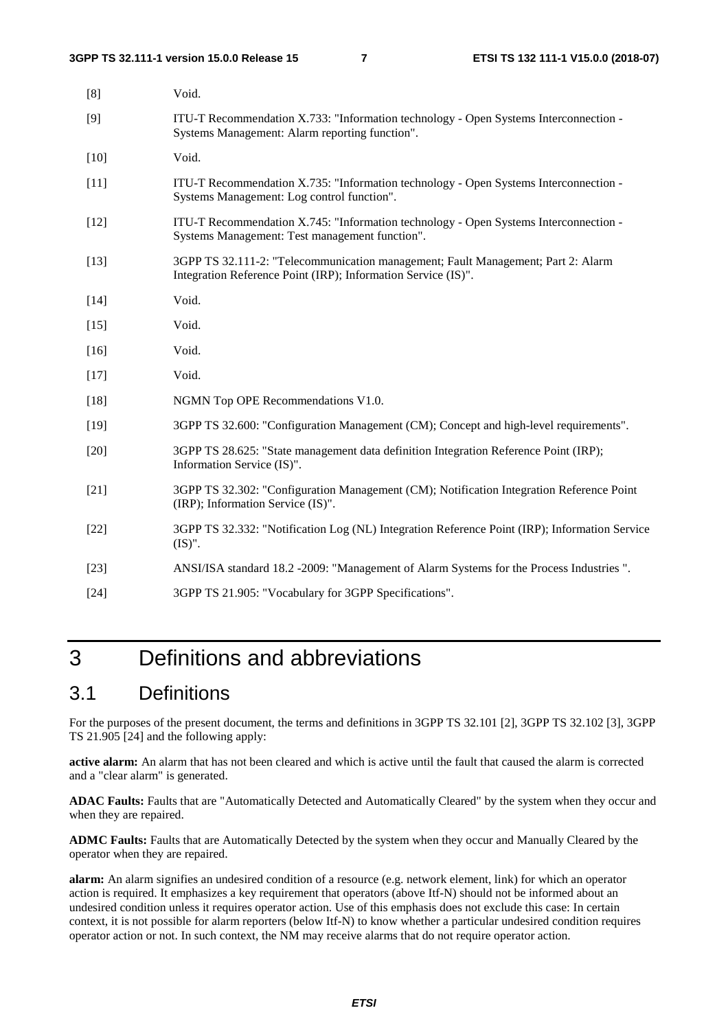[8] Void.

[9] ITU-T Recommendation X.733: "Information technology - Open Systems Interconnection - Systems Management: Alarm reporting function".

[10] Void.

[11] ITU-T Recommendation X.735: "Information technology - Open Systems Interconnection - Systems Management: Log control function".

[12] ITU-T Recommendation X.745: "Information technology - Open Systems Interconnection - Systems Management: Test management function".

[13] 3GPP TS 32.111-2: "Telecommunication management; Fault Management; Part 2: Alarm Integration Reference Point (IRP); Information Service (IS)".

[14] Void.

[15] Void.

[16] Void.

[17] Void.

[18] NGMN Top OPE Recommendations V1.0.

[19] 3GPP TS 32.600: "Configuration Management (CM); Concept and high-level requirements".

[20] 3GPP TS 28.625: "State management data definition Integration Reference Point (IRP); Information Service (IS)".

[21] 3GPP TS 32.302: "Configuration Management (CM); Notification Integration Reference Point (IRP); Information Service (IS)".

[22] 3GPP TS 32.332: "Notification Log (NL) Integration Reference Point (IRP); Information Service (IS)".

[23] ANSI/ISA standard 18.2 -2009: "Management of Alarm Systems for the Process Industries ".

[24] 3GPP TS 21.905: "Vocabulary for 3GPP Specifications".

# 3 Definitions and abbreviations

## 3.1 Definitions

For the purposes of the present document, the terms and definitions in 3GPP TS 32.101 [2], 3GPP TS 32.102 [3], 3GPP TS 21.905 [24] and the following apply:

**active alarm:** An alarm that has not been cleared and which is active until the fault that caused the alarm is corrected and a "clear alarm" is generated.

**ADAC Faults:** Faults that are "Automatically Detected and Automatically Cleared" by the system when they occur and when they are repaired.

**ADMC Faults:** Faults that are Automatically Detected by the system when they occur and Manually Cleared by the operator when they are repaired.

**alarm:** An alarm signifies an undesired condition of a resource (e.g. network element, link) for which an operator action is required. It emphasizes a key requirement that operators (above Itf-N) should not be informed about an undesired condition unless it requires operator action. Use of this emphasis does not exclude this case: In certain context, it is not possible for alarm reporters (below Itf-N) to know whether a particular undesired condition requires operator action or not. In such context, the NM may receive alarms that do not require operator action.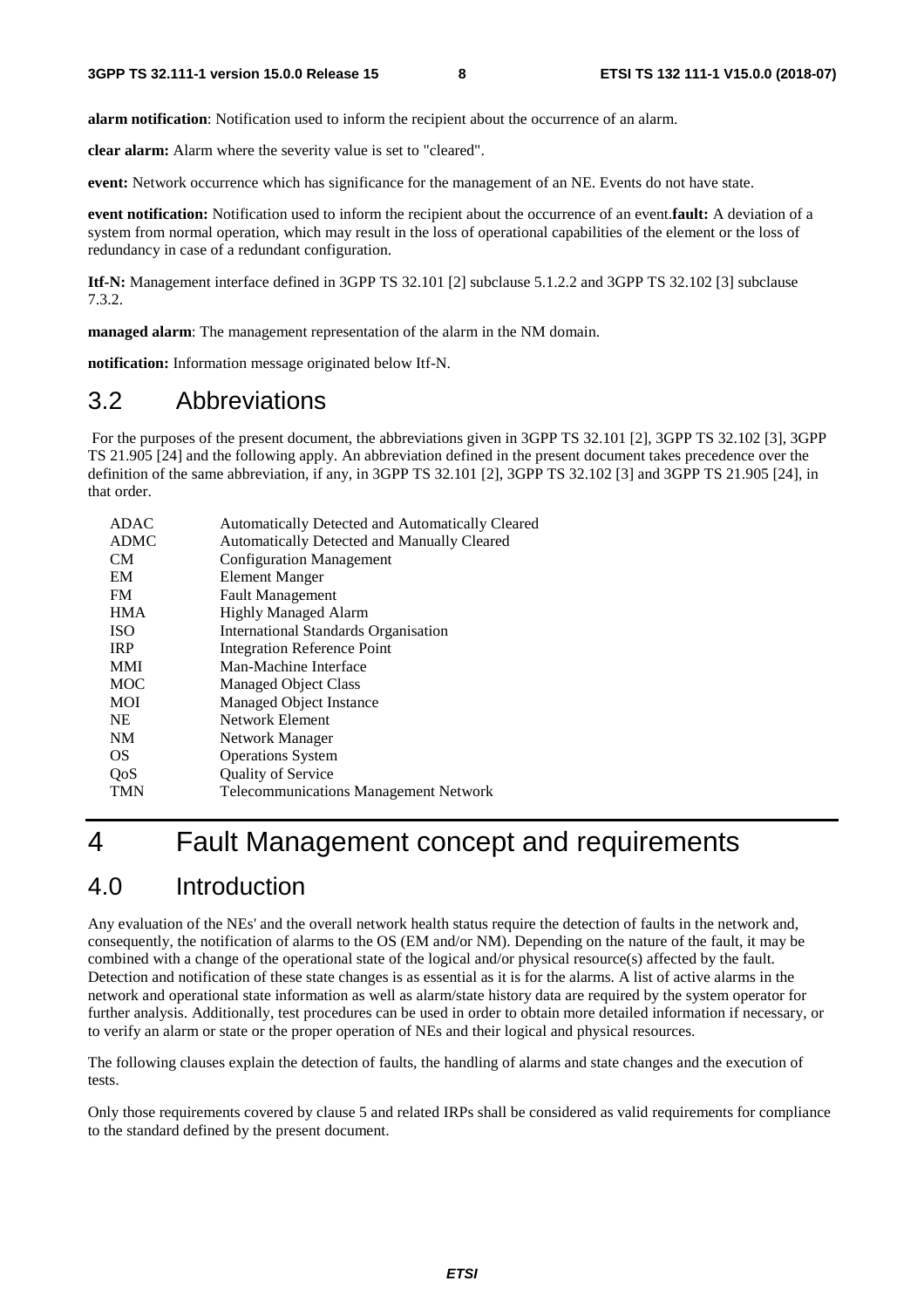**alarm notification**: Notification used to inform the recipient about the occurrence of an alarm.

**clear alarm:** Alarm where the severity value is set to "cleared".

**event:** Network occurrence which has significance for the management of an NE. Events do not have state.

**event notification:** Notification used to inform the recipient about the occurrence of an event.**fault:** A deviation of a system from normal operation, which may result in the loss of operational capabilities of the element or the loss of redundancy in case of a redundant configuration.

**Itf-N:** Management interface defined in 3GPP TS 32.101 [2] subclause 5.1.2.2 and 3GPP TS 32.102 [3] subclause 7.3.2.

**managed alarm**: The management representation of the alarm in the NM domain.

**notification:** Information message originated below Itf-N.

## 3.2 Abbreviations

For the purposes of the present document, the abbreviations given in 3GPP TS 32.101 [2], 3GPP TS 32.102 [3], 3GPP TS 21.905 [24] and the following apply. An abbreviation defined in the present document takes precedence over the definition of the same abbreviation, if any, in 3GPP TS 32.101 [2], 3GPP TS 32.102 [3] and 3GPP TS 21.905 [24], in that order.

| | |
|---|---|
| ADAC | Automatically Detected and Automatically Cleared |
| ADMC | Automatically Detected and Manually Cleared |
| CM | Configuration Management |
| EM | Element Manger |
| FM | Fault Management |
| HMA | Highly Managed Alarm |
| ISO | International Standards Organisation |
| IRP | Integration Reference Point |
| MMI | Man-Machine Interface |
| MOC | Managed Object Class |
| MOI | Managed Object Instance |
| NE | Network Element |
| NM | Network Manager |
| OS | Operations System |
| QoS | Quality of Service |
| TMN | Telecommunications Management Network |

# 4 Fault Management concept and requirements

## 4.0 Introduction

Any evaluation of the NEs' and the overall network health status require the detection of faults in the network and, consequently, the notification of alarms to the OS (EM and/or NM). Depending on the nature of the fault, it may be combined with a change of the operational state of the logical and/or physical resource(s) affected by the fault. Detection and notification of these state changes is as essential as it is for the alarms. A list of active alarms in the network and operational state information as well as alarm/state history data are required by the system operator for further analysis. Additionally, test procedures can be used in order to obtain more detailed information if necessary, or to verify an alarm or state or the proper operation of NEs and their logical and physical resources.

The following clauses explain the detection of faults, the handling of alarms and state changes and the execution of tests.

Only those requirements covered by clause 5 and related IRPs shall be considered as valid requirements for compliance to the standard defined by the present document.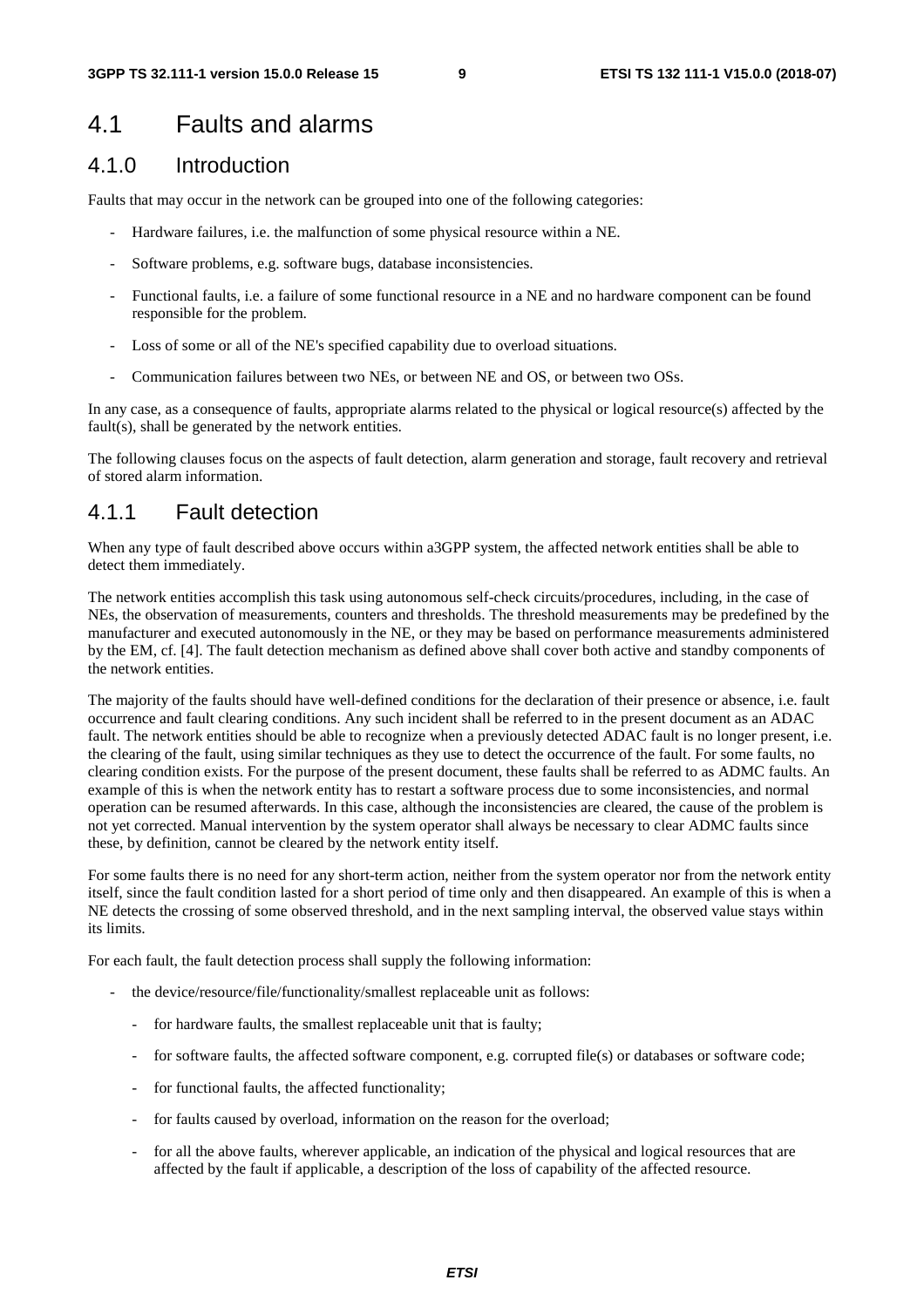## 4.1 Faults and alarms

### 4.1.0 Introduction

Faults that may occur in the network can be grouped into one of the following categories:

- Hardware failures, i.e. the malfunction of some physical resource within a NE.
- Software problems, e.g. software bugs, database inconsistencies.
- Functional faults, i.e. a failure of some functional resource in a NE and no hardware component can be found responsible for the problem.
- Loss of some or all of the NE's specified capability due to overload situations.
- Communication failures between two NEs, or between NE and OS, or between two OSs.

In any case, as a consequence of faults, appropriate alarms related to the physical or logical resource(s) affected by the fault(s), shall be generated by the network entities.

The following clauses focus on the aspects of fault detection, alarm generation and storage, fault recovery and retrieval of stored alarm information.

### 4.1.1 Fault detection

When any type of fault described above occurs within a3GPP system, the affected network entities shall be able to detect them immediately.

The network entities accomplish this task using autonomous self-check circuits/procedures, including, in the case of NEs, the observation of measurements, counters and thresholds. The threshold measurements may be predefined by the manufacturer and executed autonomously in the NE, or they may be based on performance measurements administered by the EM, cf. [4]. The fault detection mechanism as defined above shall cover both active and standby components of the network entities.

The majority of the faults should have well-defined conditions for the declaration of their presence or absence, i.e. fault occurrence and fault clearing conditions. Any such incident shall be referred to in the present document as an ADAC fault. The network entities should be able to recognize when a previously detected ADAC fault is no longer present, i.e. the clearing of the fault, using similar techniques as they use to detect the occurrence of the fault. For some faults, no clearing condition exists. For the purpose of the present document, these faults shall be referred to as ADMC faults. An example of this is when the network entity has to restart a software process due to some inconsistencies, and normal operation can be resumed afterwards. In this case, although the inconsistencies are cleared, the cause of the problem is not yet corrected. Manual intervention by the system operator shall always be necessary to clear ADMC faults since these, by definition, cannot be cleared by the network entity itself.

For some faults there is no need for any short-term action, neither from the system operator nor from the network entity itself, since the fault condition lasted for a short period of time only and then disappeared. An example of this is when a NE detects the crossing of some observed threshold, and in the next sampling interval, the observed value stays within its limits.

For each fault, the fault detection process shall supply the following information:

- the device/resource/file/functionality/smallest replaceable unit as follows:
  - for hardware faults, the smallest replaceable unit that is faulty;
  - for software faults, the affected software component, e.g. corrupted file(s) or databases or software code;
  - for functional faults, the affected functionality;
  - for faults caused by overload, information on the reason for the overload;
  - for all the above faults, wherever applicable, an indication of the physical and logical resources that are affected by the fault if applicable, a description of the loss of capability of the affected resource.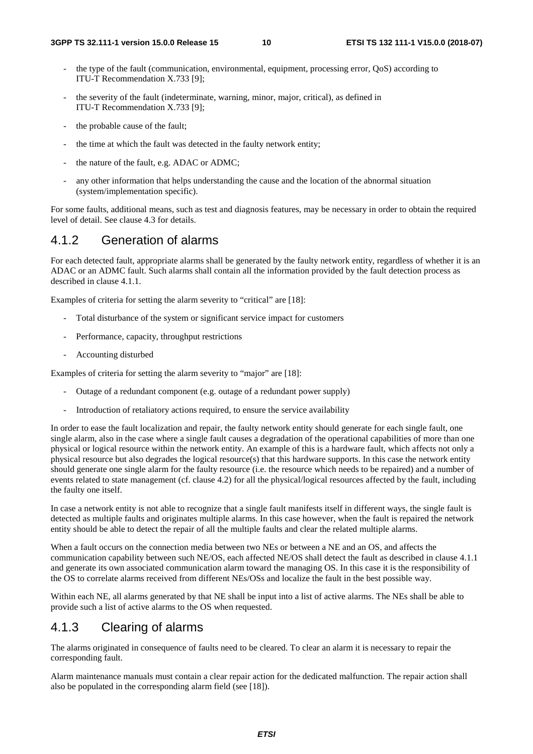- the type of the fault (communication, environmental, equipment, processing error, QoS) according to ITU-T Recommendation X.733 [9];
- the severity of the fault (indeterminate, warning, minor, major, critical), as defined in ITU-T Recommendation X.733 [9];
- the probable cause of the fault;
- the time at which the fault was detected in the faulty network entity;
- the nature of the fault, e.g. ADAC or ADMC;
- any other information that helps understanding the cause and the location of the abnormal situation (system/implementation specific).

For some faults, additional means, such as test and diagnosis features, may be necessary in order to obtain the required level of detail. See clause 4.3 for details.

### 4.1.2 Generation of alarms

For each detected fault, appropriate alarms shall be generated by the faulty network entity, regardless of whether it is an ADAC or an ADMC fault. Such alarms shall contain all the information provided by the fault detection process as described in clause 4.1.1.

Examples of criteria for setting the alarm severity to "critical" are [18]:

- Total disturbance of the system or significant service impact for customers
- Performance, capacity, throughput restrictions
- Accounting disturbed

Examples of criteria for setting the alarm severity to "major" are [18]:

- Outage of a redundant component (e.g. outage of a redundant power supply)
- Introduction of retaliatory actions required, to ensure the service availability

In order to ease the fault localization and repair, the faulty network entity should generate for each single fault, one single alarm, also in the case where a single fault causes a degradation of the operational capabilities of more than one physical or logical resource within the network entity. An example of this is a hardware fault, which affects not only a physical resource but also degrades the logical resource(s) that this hardware supports. In this case the network entity should generate one single alarm for the faulty resource (i.e. the resource which needs to be repaired) and a number of events related to state management (cf. clause 4.2) for all the physical/logical resources affected by the fault, including the faulty one itself.

In case a network entity is not able to recognize that a single fault manifests itself in different ways, the single fault is detected as multiple faults and originates multiple alarms. In this case however, when the fault is repaired the network entity should be able to detect the repair of all the multiple faults and clear the related multiple alarms.

When a fault occurs on the connection media between two NEs or between a NE and an OS, and affects the communication capability between such NE/OS, each affected NE/OS shall detect the fault as described in clause 4.1.1 and generate its own associated communication alarm toward the managing OS. In this case it is the responsibility of the OS to correlate alarms received from different NEs/OSs and localize the fault in the best possible way.

Within each NE, all alarms generated by that NE shall be input into a list of active alarms. The NEs shall be able to provide such a list of active alarms to the OS when requested.

### 4.1.3 Clearing of alarms

The alarms originated in consequence of faults need to be cleared. To clear an alarm it is necessary to repair the corresponding fault.

Alarm maintenance manuals must contain a clear repair action for the dedicated malfunction. The repair action shall also be populated in the corresponding alarm field (see [18]).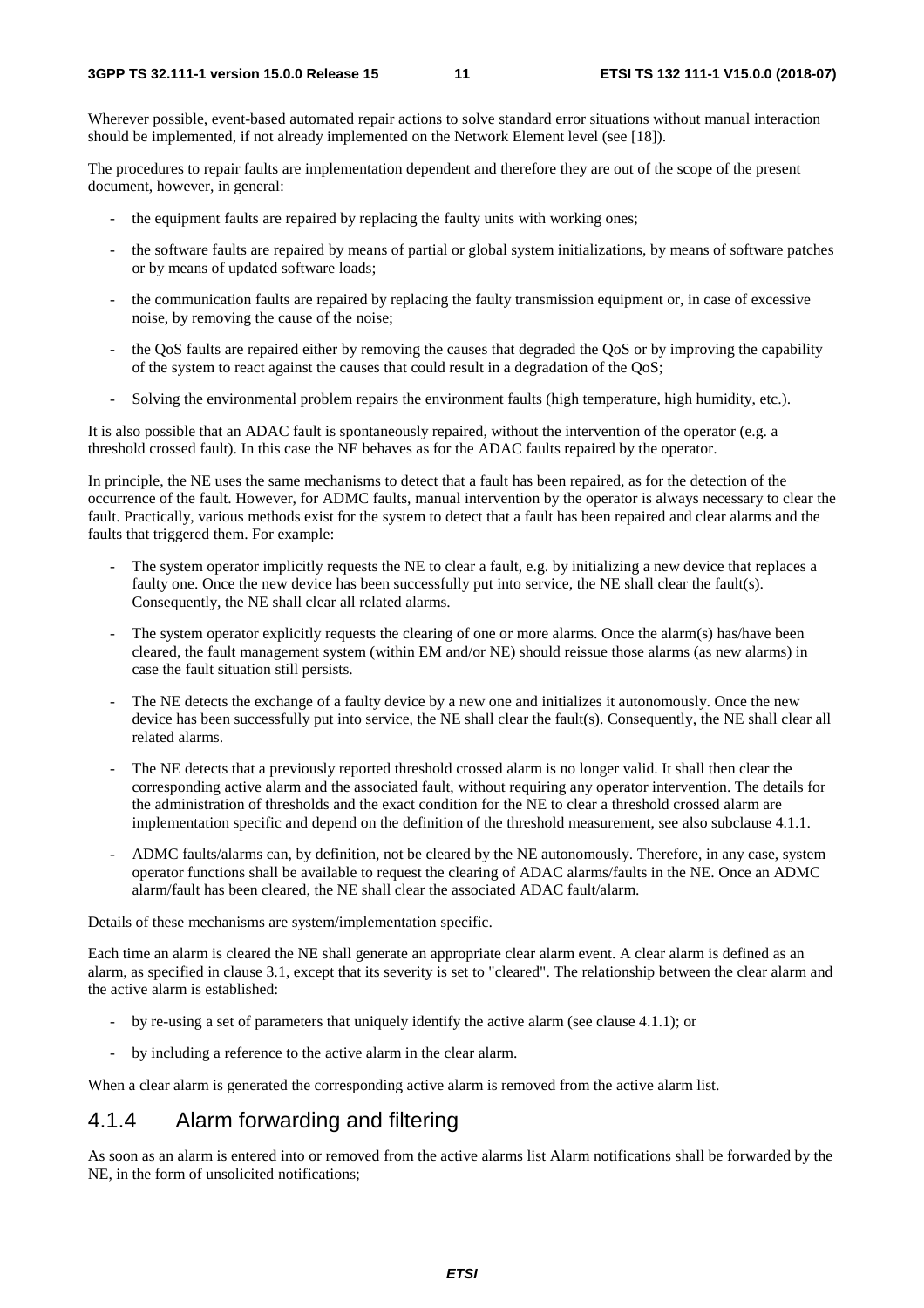Wherever possible, event-based automated repair actions to solve standard error situations without manual interaction should be implemented, if not already implemented on the Network Element level (see [18]).

The procedures to repair faults are implementation dependent and therefore they are out of the scope of the present document, however, in general:

- the equipment faults are repaired by replacing the faulty units with working ones;
- the software faults are repaired by means of partial or global system initializations, by means of software patches or by means of updated software loads;
- the communication faults are repaired by replacing the faulty transmission equipment or, in case of excessive noise, by removing the cause of the noise;
- the QoS faults are repaired either by removing the causes that degraded the QoS or by improving the capability of the system to react against the causes that could result in a degradation of the QoS;
- Solving the environmental problem repairs the environment faults (high temperature, high humidity, etc.).

It is also possible that an ADAC fault is spontaneously repaired, without the intervention of the operator (e.g. a threshold crossed fault). In this case the NE behaves as for the ADAC faults repaired by the operator.

In principle, the NE uses the same mechanisms to detect that a fault has been repaired, as for the detection of the occurrence of the fault. However, for ADMC faults, manual intervention by the operator is always necessary to clear the fault. Practically, various methods exist for the system to detect that a fault has been repaired and clear alarms and the faults that triggered them. For example:

- The system operator implicitly requests the NE to clear a fault, e.g. by initializing a new device that replaces a faulty one. Once the new device has been successfully put into service, the NE shall clear the fault(s). Consequently, the NE shall clear all related alarms.
- The system operator explicitly requests the clearing of one or more alarms. Once the alarm(s) has/have been cleared, the fault management system (within EM and/or NE) should reissue those alarms (as new alarms) in case the fault situation still persists.
- The NE detects the exchange of a faulty device by a new one and initializes it autonomously. Once the new device has been successfully put into service, the NE shall clear the fault(s). Consequently, the NE shall clear all related alarms.
- The NE detects that a previously reported threshold crossed alarm is no longer valid. It shall then clear the corresponding active alarm and the associated fault, without requiring any operator intervention. The details for the administration of thresholds and the exact condition for the NE to clear a threshold crossed alarm are implementation specific and depend on the definition of the threshold measurement, see also subclause 4.1.1.
- ADMC faults/alarms can, by definition, not be cleared by the NE autonomously. Therefore, in any case, system operator functions shall be available to request the clearing of ADAC alarms/faults in the NE. Once an ADMC alarm/fault has been cleared, the NE shall clear the associated ADAC fault/alarm.

Details of these mechanisms are system/implementation specific.

Each time an alarm is cleared the NE shall generate an appropriate clear alarm event. A clear alarm is defined as an alarm, as specified in clause 3.1, except that its severity is set to "cleared". The relationship between the clear alarm and the active alarm is established:

- by re-using a set of parameters that uniquely identify the active alarm (see clause 4.1.1); or
- by including a reference to the active alarm in the clear alarm.

When a clear alarm is generated the corresponding active alarm is removed from the active alarm list.

### 4.1.4 Alarm forwarding and filtering

As soon as an alarm is entered into or removed from the active alarms list Alarm notifications shall be forwarded by the NE, in the form of unsolicited notifications;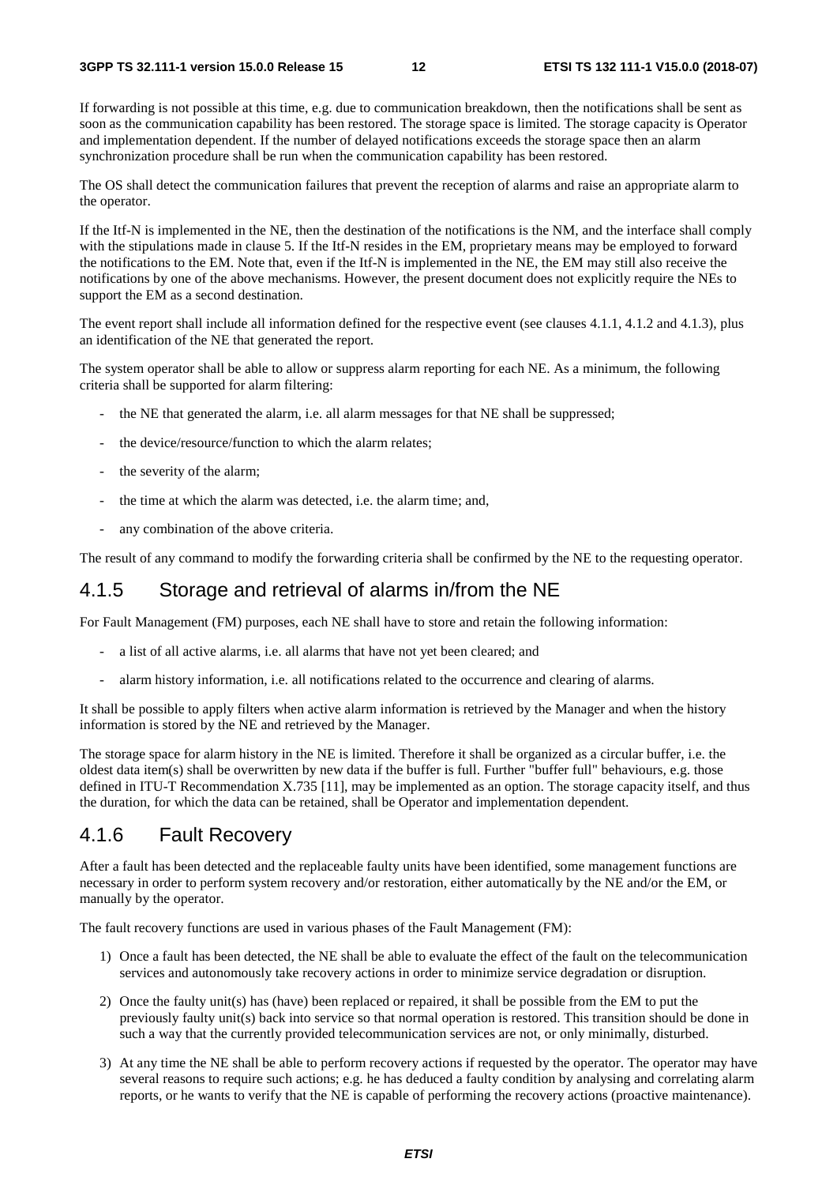If forwarding is not possible at this time, e.g. due to communication breakdown, then the notifications shall be sent as soon as the communication capability has been restored. The storage space is limited. The storage capacity is Operator and implementation dependent. If the number of delayed notifications exceeds the storage space then an alarm synchronization procedure shall be run when the communication capability has been restored.

The OS shall detect the communication failures that prevent the reception of alarms and raise an appropriate alarm to the operator.

If the Itf-N is implemented in the NE, then the destination of the notifications is the NM, and the interface shall comply with the stipulations made in clause 5. If the Itf-N resides in the EM, proprietary means may be employed to forward the notifications to the EM. Note that, even if the Itf-N is implemented in the NE, the EM may still also receive the notifications by one of the above mechanisms. However, the present document does not explicitly require the NEs to support the EM as a second destination.

The event report shall include all information defined for the respective event (see clauses 4.1.1, 4.1.2 and 4.1.3), plus an identification of the NE that generated the report.

The system operator shall be able to allow or suppress alarm reporting for each NE. As a minimum, the following criteria shall be supported for alarm filtering:

- the NE that generated the alarm, i.e. all alarm messages for that NE shall be suppressed;
- the device/resource/function to which the alarm relates;
- the severity of the alarm;
- the time at which the alarm was detected, i.e. the alarm time; and,
- any combination of the above criteria.

The result of any command to modify the forwarding criteria shall be confirmed by the NE to the requesting operator.

### 4.1.5 Storage and retrieval of alarms in/from the NE

For Fault Management (FM) purposes, each NE shall have to store and retain the following information:

- a list of all active alarms, i.e. all alarms that have not yet been cleared; and
- alarm history information, i.e. all notifications related to the occurrence and clearing of alarms.

It shall be possible to apply filters when active alarm information is retrieved by the Manager and when the history information is stored by the NE and retrieved by the Manager.

The storage space for alarm history in the NE is limited. Therefore it shall be organized as a circular buffer, i.e. the oldest data item(s) shall be overwritten by new data if the buffer is full. Further "buffer full" behaviours, e.g. those defined in ITU-T Recommendation X.735 [11], may be implemented as an option. The storage capacity itself, and thus the duration, for which the data can be retained, shall be Operator and implementation dependent.

### 4.1.6 Fault Recovery

After a fault has been detected and the replaceable faulty units have been identified, some management functions are necessary in order to perform system recovery and/or restoration, either automatically by the NE and/or the EM, or manually by the operator.

The fault recovery functions are used in various phases of the Fault Management (FM):

1) Once a fault has been detected, the NE shall be able to evaluate the effect of the fault on the telecommunication services and autonomously take recovery actions in order to minimize service degradation or disruption.
2) Once the faulty unit(s) has (have) been replaced or repaired, it shall be possible from the EM to put the previously faulty unit(s) back into service so that normal operation is restored. This transition should be done in such a way that the currently provided telecommunication services are not, or only minimally, disturbed.
3) At any time the NE shall be able to perform recovery actions if requested by the operator. The operator may have several reasons to require such actions; e.g. he has deduced a faulty condition by analysing and correlating alarm reports, or he wants to verify that the NE is capable of performing the recovery actions (proactive maintenance).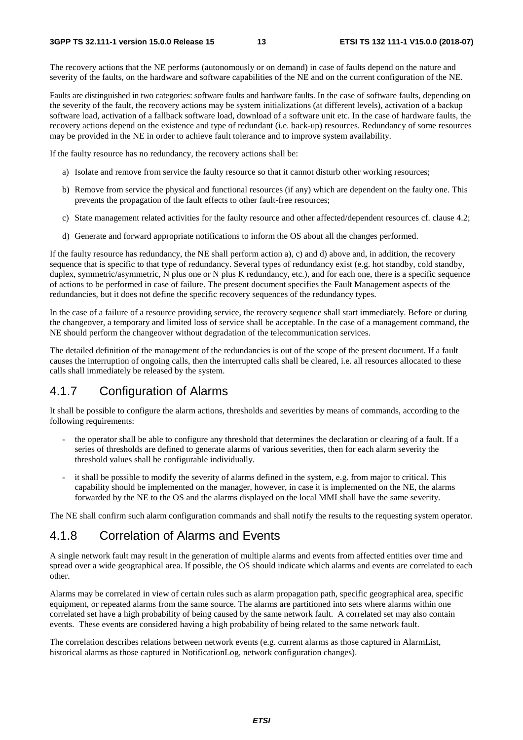The recovery actions that the NE performs (autonomously or on demand) in case of faults depend on the nature and severity of the faults, on the hardware and software capabilities of the NE and on the current configuration of the NE.

Faults are distinguished in two categories: software faults and hardware faults. In the case of software faults, depending on the severity of the fault, the recovery actions may be system initializations (at different levels), activation of a backup software load, activation of a fallback software load, download of a software unit etc. In the case of hardware faults, the recovery actions depend on the existence and type of redundant (i.e. back-up) resources. Redundancy of some resources may be provided in the NE in order to achieve fault tolerance and to improve system availability.

If the faulty resource has no redundancy, the recovery actions shall be:

a) Isolate and remove from service the faulty resource so that it cannot disturb other working resources;

b) Remove from service the physical and functional resources (if any) which are dependent on the faulty one. This prevents the propagation of the fault effects to other fault-free resources;

c) State management related activities for the faulty resource and other affected/dependent resources cf. clause 4.2;

d) Generate and forward appropriate notifications to inform the OS about all the changes performed.

If the faulty resource has redundancy, the NE shall perform action a), c) and d) above and, in addition, the recovery sequence that is specific to that type of redundancy. Several types of redundancy exist (e.g. hot standby, cold standby, duplex, symmetric/asymmetric, N plus one or N plus K redundancy, etc.), and for each one, there is a specific sequence of actions to be performed in case of failure. The present document specifies the Fault Management aspects of the redundancies, but it does not define the specific recovery sequences of the redundancy types.

In the case of a failure of a resource providing service, the recovery sequence shall start immediately. Before or during the changeover, a temporary and limited loss of service shall be acceptable. In the case of a management command, the NE should perform the changeover without degradation of the telecommunication services.

The detailed definition of the management of the redundancies is out of the scope of the present document. If a fault causes the interruption of ongoing calls, then the interrupted calls shall be cleared, i.e. all resources allocated to these calls shall immediately be released by the system.

### 4.1.7 Configuration of Alarms

It shall be possible to configure the alarm actions, thresholds and severities by means of commands, according to the following requirements:

- the operator shall be able to configure any threshold that determines the declaration or clearing of a fault. If a series of thresholds are defined to generate alarms of various severities, then for each alarm severity the threshold values shall be configurable individually.
- it shall be possible to modify the severity of alarms defined in the system, e.g. from major to critical. This capability should be implemented on the manager, however, in case it is implemented on the NE, the alarms forwarded by the NE to the OS and the alarms displayed on the local MMI shall have the same severity.

The NE shall confirm such alarm configuration commands and shall notify the results to the requesting system operator.

### 4.1.8 Correlation of Alarms and Events

A single network fault may result in the generation of multiple alarms and events from affected entities over time and spread over a wide geographical area. If possible, the OS should indicate which alarms and events are correlated to each other.

Alarms may be correlated in view of certain rules such as alarm propagation path, specific geographical area, specific equipment, or repeated alarms from the same source. The alarms are partitioned into sets where alarms within one correlated set have a high probability of being caused by the same network fault. A correlated set may also contain events. These events are considered having a high probability of being related to the same network fault.

The correlation describes relations between network events (e.g. current alarms as those captured in AlarmList, historical alarms as those captured in NotificationLog, network configuration changes).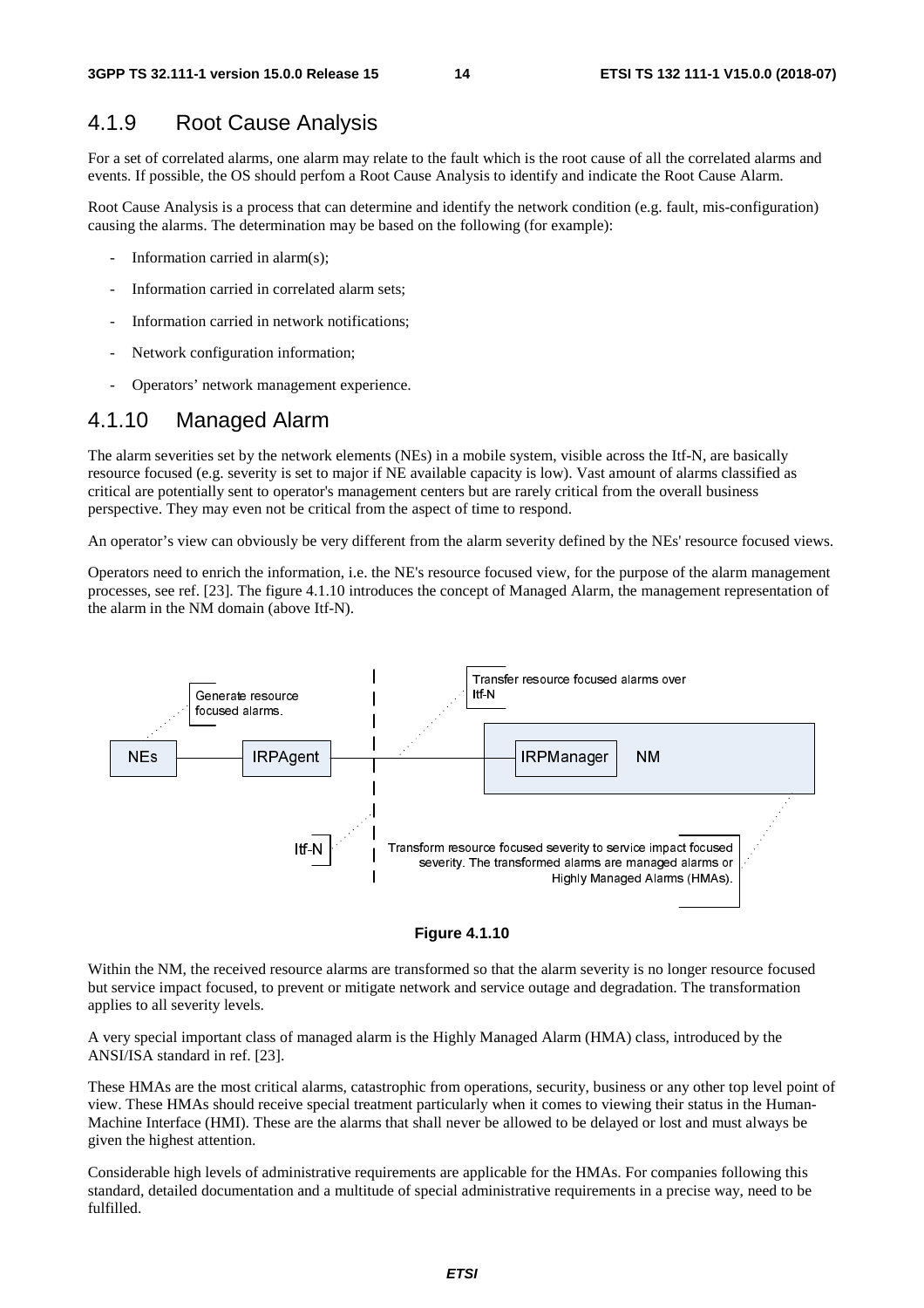### 4.1.9 Root Cause Analysis

For a set of correlated alarms, one alarm may relate to the fault which is the root cause of all the correlated alarms and events. If possible, the OS should perfom a Root Cause Analysis to identify and indicate the Root Cause Alarm.

Root Cause Analysis is a process that can determine and identify the network condition (e.g. fault, mis-configuration) causing the alarms. The determination may be based on the following (for example):

- Information carried in alarm(s);
- Information carried in correlated alarm sets;
- Information carried in network notifications;
- Network configuration information;
- Operators' network management experience.

### 4.1.10 Managed Alarm

The alarm severities set by the network elements (NEs) in a mobile system, visible across the Itf-N, are basically resource focused (e.g. severity is set to major if NE available capacity is low). Vast amount of alarms classified as critical are potentially sent to operator's management centers but are rarely critical from the overall business perspective. They may even not be critical from the aspect of time to respond.

An operator's view can obviously be very different from the alarm severity defined by the NEs' resource focused views.

Operators need to enrich the information, i.e. the NE's resource focused view, for the purpose of the alarm management processes, see ref. [23]. The figure 4.1.10 introduces the concept of Managed Alarm, the management representation of the alarm in the NM domain (above Itf-N).

Generate resource focused alarms.

Transfer resource focused alarms over Itf-N

NEs — IRPAgent — IRPManager NM

Itf-N

Transform resource focused severity to service impact focused severity. The transformed alarms are managed alarms or Highly Managed Alarms (HMAs).

**Figure 4.1.10**

Within the NM, the received resource alarms are transformed so that the alarm severity is no longer resource focused but service impact focused, to prevent or mitigate network and service outage and degradation. The transformation applies to all severity levels.

A very special important class of managed alarm is the Highly Managed Alarm (HMA) class, introduced by the ANSI/ISA standard in ref. [23].

These HMAs are the most critical alarms, catastrophic from operations, security, business or any other top level point of view. These HMAs should receive special treatment particularly when it comes to viewing their status in the Human-Machine Interface (HMI). These are the alarms that shall never be allowed to be delayed or lost and must always be given the highest attention.

Considerable high levels of administrative requirements are applicable for the HMAs. For companies following this standard, detailed documentation and a multitude of special administrative requirements in a precise way, need to be fulfilled.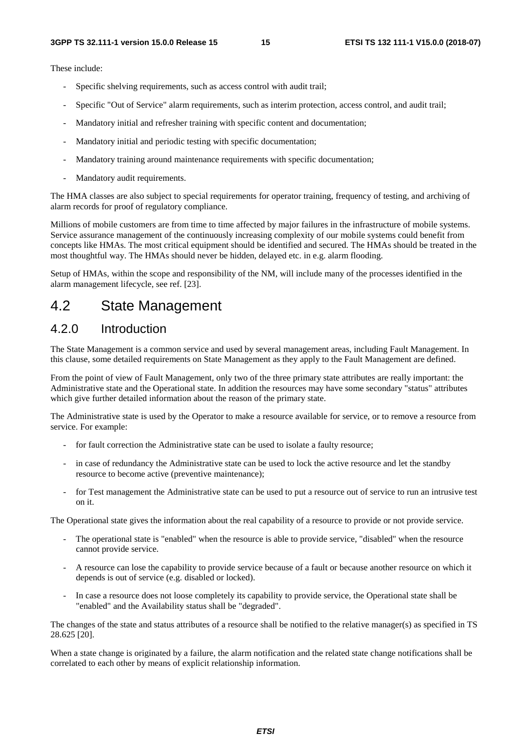These include:

- Specific shelving requirements, such as access control with audit trail;
- Specific "Out of Service" alarm requirements, such as interim protection, access control, and audit trail;
- Mandatory initial and refresher training with specific content and documentation;
- Mandatory initial and periodic testing with specific documentation;
- Mandatory training around maintenance requirements with specific documentation;
- Mandatory audit requirements.

The HMA classes are also subject to special requirements for operator training, frequency of testing, and archiving of alarm records for proof of regulatory compliance.

Millions of mobile customers are from time to time affected by major failures in the infrastructure of mobile systems. Service assurance management of the continuously increasing complexity of our mobile systems could benefit from concepts like HMAs. The most critical equipment should be identified and secured. The HMAs should be treated in the most thoughtful way. The HMAs should never be hidden, delayed etc. in e.g. alarm flooding.

Setup of HMAs, within the scope and responsibility of the NM, will include many of the processes identified in the alarm management lifecycle, see ref. [23].

## 4.2 State Management

### 4.2.0 Introduction

The State Management is a common service and used by several management areas, including Fault Management. In this clause, some detailed requirements on State Management as they apply to the Fault Management are defined.

From the point of view of Fault Management, only two of the three primary state attributes are really important: the Administrative state and the Operational state. In addition the resources may have some secondary "status" attributes which give further detailed information about the reason of the primary state.

The Administrative state is used by the Operator to make a resource available for service, or to remove a resource from service. For example:

- for fault correction the Administrative state can be used to isolate a faulty resource;
- in case of redundancy the Administrative state can be used to lock the active resource and let the standby resource to become active (preventive maintenance);
- for Test management the Administrative state can be used to put a resource out of service to run an intrusive test on it.

The Operational state gives the information about the real capability of a resource to provide or not provide service.

- The operational state is "enabled" when the resource is able to provide service, "disabled" when the resource cannot provide service.
- A resource can lose the capability to provide service because of a fault or because another resource on which it depends is out of service (e.g. disabled or locked).
- In case a resource does not loose completely its capability to provide service, the Operational state shall be "enabled" and the Availability status shall be "degraded".

The changes of the state and status attributes of a resource shall be notified to the relative manager(s) as specified in TS 28.625 [20].

When a state change is originated by a failure, the alarm notification and the related state change notifications shall be correlated to each other by means of explicit relationship information.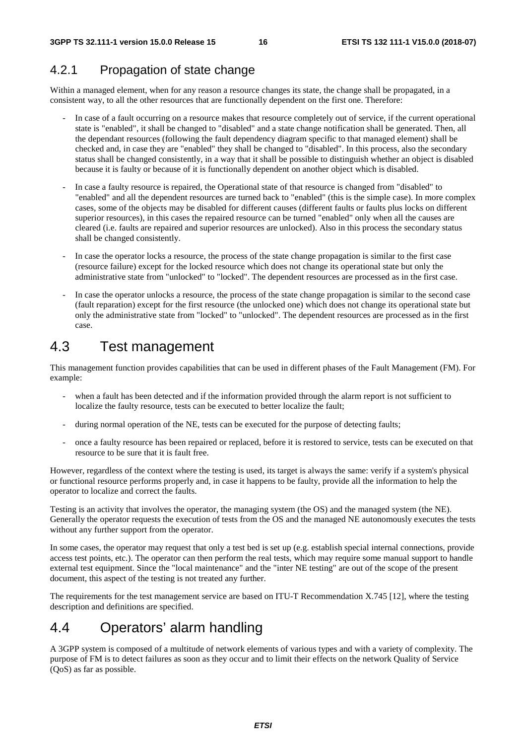### 4.2.1 Propagation of state change

Within a managed element, when for any reason a resource changes its state, the change shall be propagated, in a consistent way, to all the other resources that are functionally dependent on the first one. Therefore:

- In case of a fault occurring on a resource makes that resource completely out of service, if the current operational state is "enabled", it shall be changed to "disabled" and a state change notification shall be generated. Then, all the dependant resources (following the fault dependency diagram specific to that managed element) shall be checked and, in case they are "enabled" they shall be changed to "disabled". In this process, also the secondary status shall be changed consistently, in a way that it shall be possible to distinguish whether an object is disabled because it is faulty or because of it is functionally dependent on another object which is disabled.
- In case a faulty resource is repaired, the Operational state of that resource is changed from "disabled" to "enabled" and all the dependent resources are turned back to "enabled" (this is the simple case). In more complex cases, some of the objects may be disabled for different causes (different faults or faults plus locks on different superior resources), in this cases the repaired resource can be turned "enabled" only when all the causes are cleared (i.e. faults are repaired and superior resources are unlocked). Also in this process the secondary status shall be changed consistently.
- In case the operator locks a resource, the process of the state change propagation is similar to the first case (resource failure) except for the locked resource which does not change its operational state but only the administrative state from "unlocked" to "locked". The dependent resources are processed as in the first case.
- In case the operator unlocks a resource, the process of the state change propagation is similar to the second case (fault reparation) except for the first resource (the unlocked one) which does not change its operational state but only the administrative state from "locked" to "unlocked". The dependent resources are processed as in the first case.

## 4.3 Test management

This management function provides capabilities that can be used in different phases of the Fault Management (FM). For example:

- when a fault has been detected and if the information provided through the alarm report is not sufficient to localize the faulty resource, tests can be executed to better localize the fault;
- during normal operation of the NE, tests can be executed for the purpose of detecting faults;
- once a faulty resource has been repaired or replaced, before it is restored to service, tests can be executed on that resource to be sure that it is fault free.

However, regardless of the context where the testing is used, its target is always the same: verify if a system's physical or functional resource performs properly and, in case it happens to be faulty, provide all the information to help the operator to localize and correct the faults.

Testing is an activity that involves the operator, the managing system (the OS) and the managed system (the NE). Generally the operator requests the execution of tests from the OS and the managed NE autonomously executes the tests without any further support from the operator.

In some cases, the operator may request that only a test bed is set up (e.g. establish special internal connections, provide access test points, etc.). The operator can then perform the real tests, which may require some manual support to handle external test equipment. Since the "local maintenance" and the "inter NE testing" are out of the scope of the present document, this aspect of the testing is not treated any further.

The requirements for the test management service are based on ITU-T Recommendation X.745 [12], where the testing description and definitions are specified.

## 4.4 Operators' alarm handling

A 3GPP system is composed of a multitude of network elements of various types and with a variety of complexity. The purpose of FM is to detect failures as soon as they occur and to limit their effects on the network Quality of Service (QoS) as far as possible.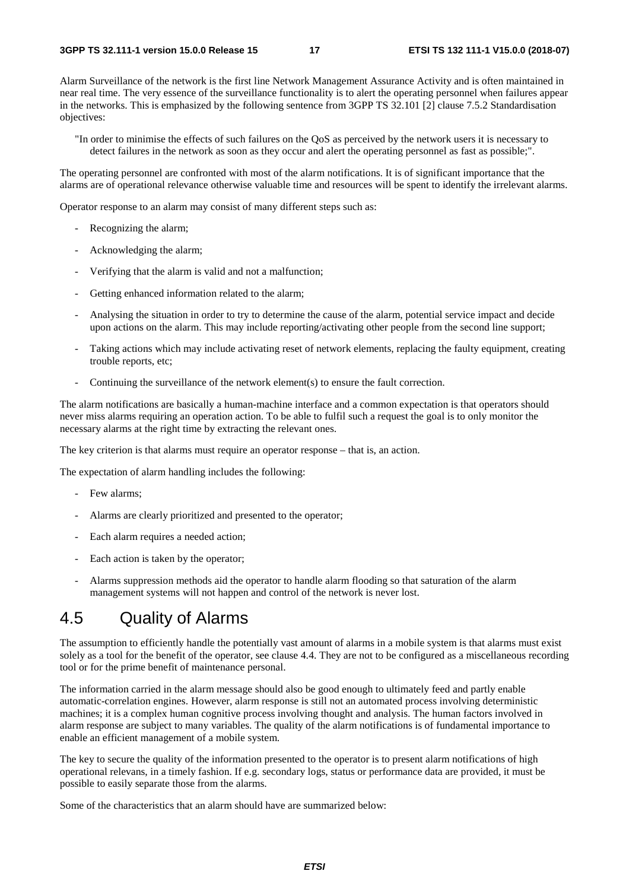Alarm Surveillance of the network is the first line Network Management Assurance Activity and is often maintained in near real time. The very essence of the surveillance functionality is to alert the operating personnel when failures appear in the networks. This is emphasized by the following sentence from 3GPP TS 32.101 [2] clause 7.5.2 Standardisation objectives:

> "In order to minimise the effects of such failures on the QoS as perceived by the network users it is necessary to detect failures in the network as soon as they occur and alert the operating personnel as fast as possible;".

The operating personnel are confronted with most of the alarm notifications. It is of significant importance that the alarms are of operational relevance otherwise valuable time and resources will be spent to identify the irrelevant alarms.

Operator response to an alarm may consist of many different steps such as:

- Recognizing the alarm;
- Acknowledging the alarm;
- Verifying that the alarm is valid and not a malfunction;
- Getting enhanced information related to the alarm;
- Analysing the situation in order to try to determine the cause of the alarm, potential service impact and decide upon actions on the alarm. This may include reporting/activating other people from the second line support;
- Taking actions which may include activating reset of network elements, replacing the faulty equipment, creating trouble reports, etc;
- Continuing the surveillance of the network element(s) to ensure the fault correction.

The alarm notifications are basically a human-machine interface and a common expectation is that operators should never miss alarms requiring an operation action. To be able to fulfil such a request the goal is to only monitor the necessary alarms at the right time by extracting the relevant ones.

The key criterion is that alarms must require an operator response – that is, an action.

The expectation of alarm handling includes the following:

- Few alarms;
- Alarms are clearly prioritized and presented to the operator;
- Each alarm requires a needed action;
- Each action is taken by the operator;
- Alarms suppression methods aid the operator to handle alarm flooding so that saturation of the alarm management systems will not happen and control of the network is never lost.

## 4.5 Quality of Alarms

The assumption to efficiently handle the potentially vast amount of alarms in a mobile system is that alarms must exist solely as a tool for the benefit of the operator, see clause 4.4. They are not to be configured as a miscellaneous recording tool or for the prime benefit of maintenance personal.

The information carried in the alarm message should also be good enough to ultimately feed and partly enable automatic-correlation engines. However, alarm response is still not an automated process involving deterministic machines; it is a complex human cognitive process involving thought and analysis. The human factors involved in alarm response are subject to many variables. The quality of the alarm notifications is of fundamental importance to enable an efficient management of a mobile system.

The key to secure the quality of the information presented to the operator is to present alarm notifications of high operational relevans, in a timely fashion. If e.g. secondary logs, status or performance data are provided, it must be possible to easily separate those from the alarms.

Some of the characteristics that an alarm should have are summarized below: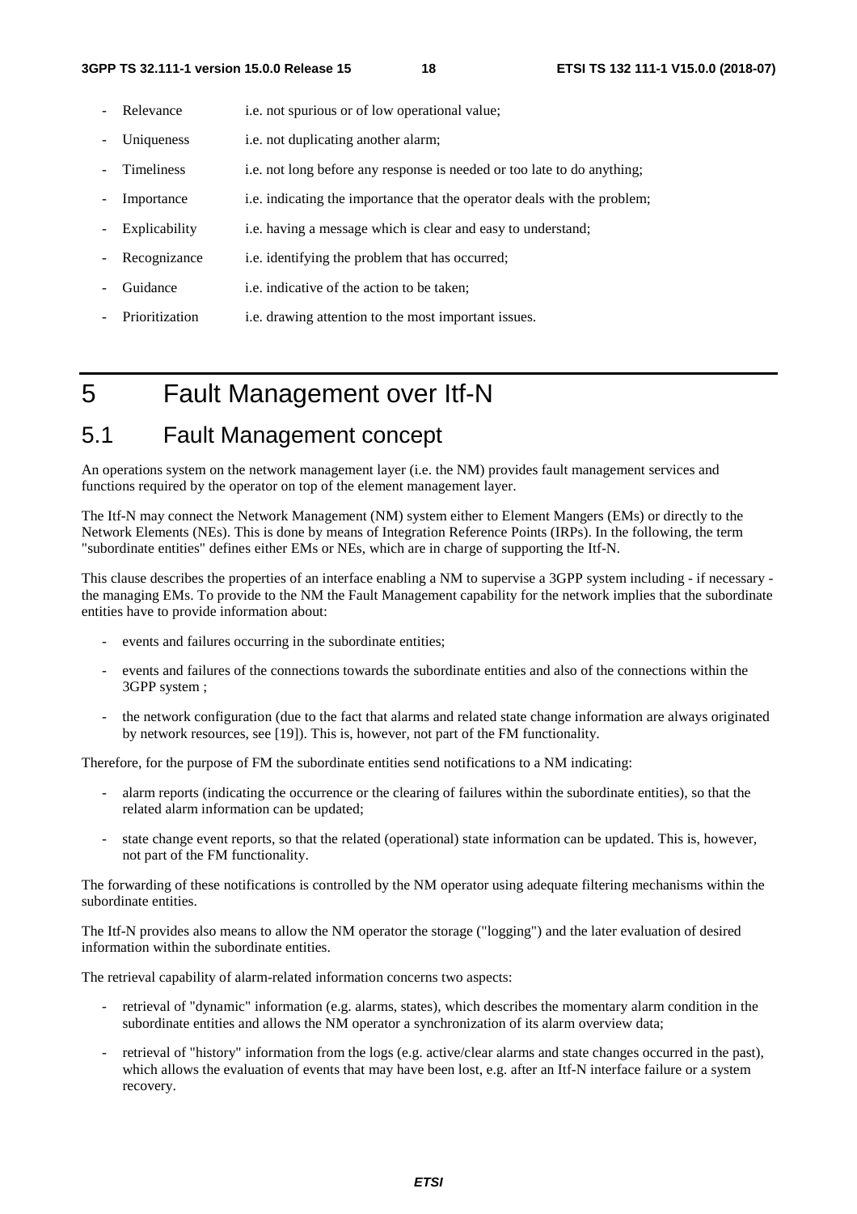- Relevance i.e. not spurious or of low operational value;
- Uniqueness i.e. not duplicating another alarm;
- Timeliness i.e. not long before any response is needed or too late to do anything;
- Importance i.e. indicating the importance that the operator deals with the problem;
- Explicability i.e. having a message which is clear and easy to understand;
- Recognizance i.e. identifying the problem that has occurred;
- Guidance i.e. indicative of the action to be taken;
- Prioritization i.e. drawing attention to the most important issues.

# 5 Fault Management over Itf-N

## 5.1 Fault Management concept

An operations system on the network management layer (i.e. the NM) provides fault management services and functions required by the operator on top of the element management layer.

The Itf-N may connect the Network Management (NM) system either to Element Mangers (EMs) or directly to the Network Elements (NEs). This is done by means of Integration Reference Points (IRPs). In the following, the term "subordinate entities" defines either EMs or NEs, which are in charge of supporting the Itf-N.

This clause describes the properties of an interface enabling a NM to supervise a 3GPP system including - if necessary - the managing EMs. To provide to the NM the Fault Management capability for the network implies that the subordinate entities have to provide information about:

- events and failures occurring in the subordinate entities;
- events and failures of the connections towards the subordinate entities and also of the connections within the 3GPP system ;
- the network configuration (due to the fact that alarms and related state change information are always originated by network resources, see [19]). This is, however, not part of the FM functionality.

Therefore, for the purpose of FM the subordinate entities send notifications to a NM indicating:

- alarm reports (indicating the occurrence or the clearing of failures within the subordinate entities), so that the related alarm information can be updated;
- state change event reports, so that the related (operational) state information can be updated. This is, however, not part of the FM functionality.

The forwarding of these notifications is controlled by the NM operator using adequate filtering mechanisms within the subordinate entities.

The Itf-N provides also means to allow the NM operator the storage ("logging") and the later evaluation of desired information within the subordinate entities.

The retrieval capability of alarm-related information concerns two aspects:

- retrieval of "dynamic" information (e.g. alarms, states), which describes the momentary alarm condition in the subordinate entities and allows the NM operator a synchronization of its alarm overview data;
- retrieval of "history" information from the logs (e.g. active/clear alarms and state changes occurred in the past), which allows the evaluation of events that may have been lost, e.g. after an Itf-N interface failure or a system recovery.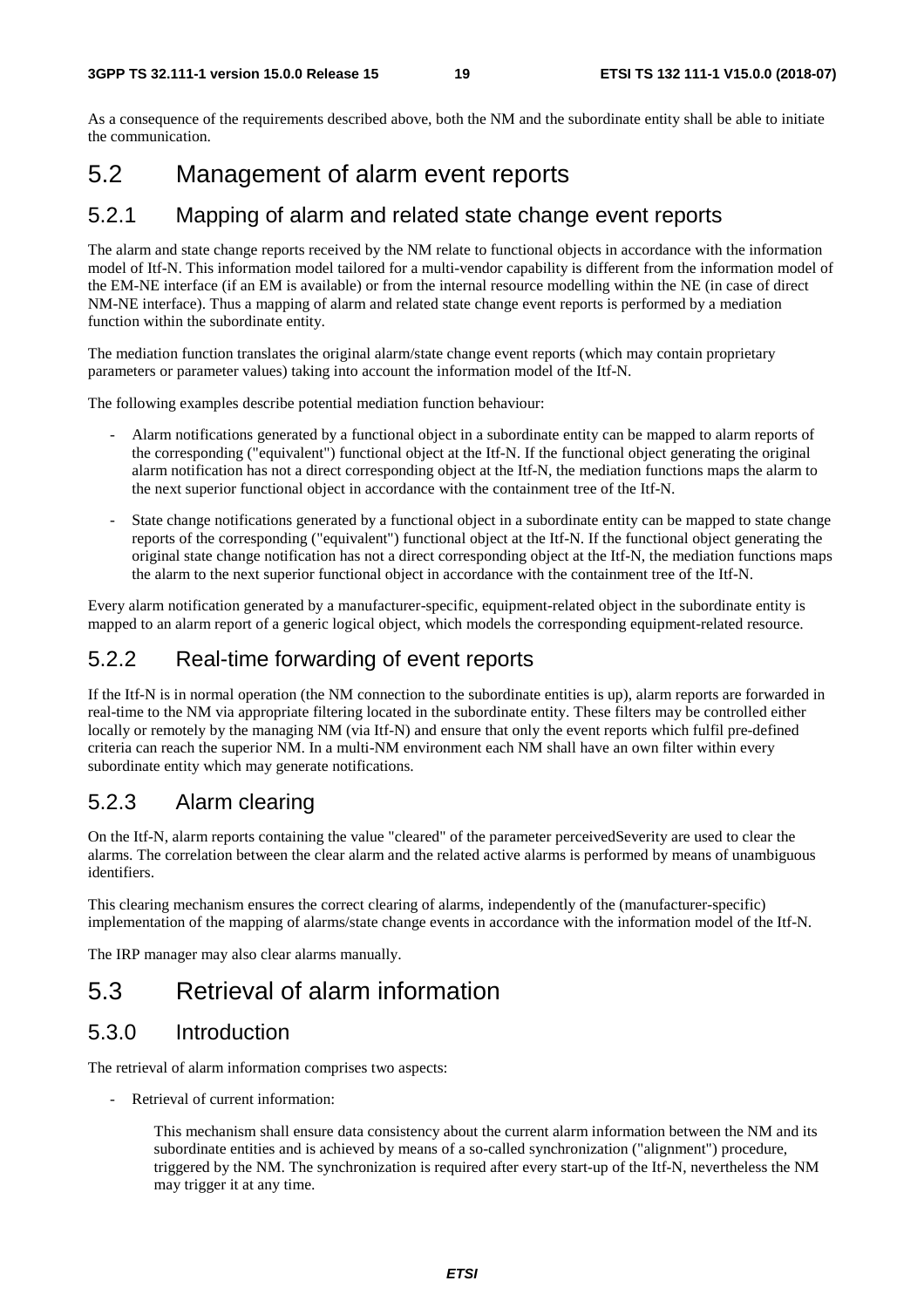As a consequence of the requirements described above, both the NM and the subordinate entity shall be able to initiate the communication.

## 5.2 Management of alarm event reports

### 5.2.1 Mapping of alarm and related state change event reports

The alarm and state change reports received by the NM relate to functional objects in accordance with the information model of Itf-N. This information model tailored for a multi-vendor capability is different from the information model of the EM-NE interface (if an EM is available) or from the internal resource modelling within the NE (in case of direct NM-NE interface). Thus a mapping of alarm and related state change event reports is performed by a mediation function within the subordinate entity.

The mediation function translates the original alarm/state change event reports (which may contain proprietary parameters or parameter values) taking into account the information model of the Itf-N.

The following examples describe potential mediation function behaviour:

- Alarm notifications generated by a functional object in a subordinate entity can be mapped to alarm reports of the corresponding ("equivalent") functional object at the Itf-N. If the functional object generating the original alarm notification has not a direct corresponding object at the Itf-N, the mediation functions maps the alarm to the next superior functional object in accordance with the containment tree of the Itf-N.
- State change notifications generated by a functional object in a subordinate entity can be mapped to state change reports of the corresponding ("equivalent") functional object at the Itf-N. If the functional object generating the original state change notification has not a direct corresponding object at the Itf-N, the mediation functions maps the alarm to the next superior functional object in accordance with the containment tree of the Itf-N.

Every alarm notification generated by a manufacturer-specific, equipment-related object in the subordinate entity is mapped to an alarm report of a generic logical object, which models the corresponding equipment-related resource.

### 5.2.2 Real-time forwarding of event reports

If the Itf-N is in normal operation (the NM connection to the subordinate entities is up), alarm reports are forwarded in real-time to the NM via appropriate filtering located in the subordinate entity. These filters may be controlled either locally or remotely by the managing NM (via Itf-N) and ensure that only the event reports which fulfil pre-defined criteria can reach the superior NM. In a multi-NM environment each NM shall have an own filter within every subordinate entity which may generate notifications.

### 5.2.3 Alarm clearing

On the Itf-N, alarm reports containing the value "cleared" of the parameter perceivedSeverity are used to clear the alarms. The correlation between the clear alarm and the related active alarms is performed by means of unambiguous identifiers.

This clearing mechanism ensures the correct clearing of alarms, independently of the (manufacturer-specific) implementation of the mapping of alarms/state change events in accordance with the information model of the Itf-N.

The IRP manager may also clear alarms manually.

## 5.3 Retrieval of alarm information

### 5.3.0 Introduction

The retrieval of alarm information comprises two aspects:

- Retrieval of current information:

  This mechanism shall ensure data consistency about the current alarm information between the NM and its subordinate entities and is achieved by means of a so-called synchronization ("alignment") procedure, triggered by the NM. The synchronization is required after every start-up of the Itf-N, nevertheless the NM may trigger it at any time.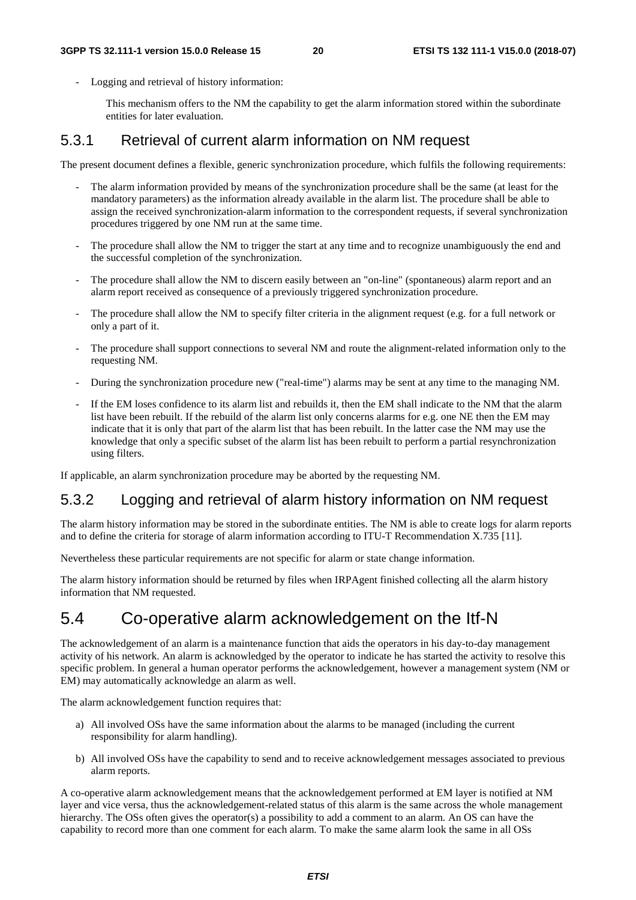- Logging and retrieval of history information:

  This mechanism offers to the NM the capability to get the alarm information stored within the subordinate entities for later evaluation.

### 5.3.1 Retrieval of current alarm information on NM request

The present document defines a flexible, generic synchronization procedure, which fulfils the following requirements:

- The alarm information provided by means of the synchronization procedure shall be the same (at least for the mandatory parameters) as the information already available in the alarm list. The procedure shall be able to assign the received synchronization-alarm information to the correspondent requests, if several synchronization procedures triggered by one NM run at the same time.
- The procedure shall allow the NM to trigger the start at any time and to recognize unambiguously the end and the successful completion of the synchronization.
- The procedure shall allow the NM to discern easily between an "on-line" (spontaneous) alarm report and an alarm report received as consequence of a previously triggered synchronization procedure.
- The procedure shall allow the NM to specify filter criteria in the alignment request (e.g. for a full network or only a part of it.
- The procedure shall support connections to several NM and route the alignment-related information only to the requesting NM.
- During the synchronization procedure new ("real-time") alarms may be sent at any time to the managing NM.
- If the EM loses confidence to its alarm list and rebuilds it, then the EM shall indicate to the NM that the alarm list have been rebuilt. If the rebuild of the alarm list only concerns alarms for e.g. one NE then the EM may indicate that it is only that part of the alarm list that has been rebuilt. In the latter case the NM may use the knowledge that only a specific subset of the alarm list has been rebuilt to perform a partial resynchronization using filters.

If applicable, an alarm synchronization procedure may be aborted by the requesting NM.

### 5.3.2 Logging and retrieval of alarm history information on NM request

The alarm history information may be stored in the subordinate entities. The NM is able to create logs for alarm reports and to define the criteria for storage of alarm information according to ITU-T Recommendation X.735 [11].

Nevertheless these particular requirements are not specific for alarm or state change information.

The alarm history information should be returned by files when IRPAgent finished collecting all the alarm history information that NM requested.

## 5.4 Co-operative alarm acknowledgement on the Itf-N

The acknowledgement of an alarm is a maintenance function that aids the operators in his day-to-day management activity of his network. An alarm is acknowledged by the operator to indicate he has started the activity to resolve this specific problem. In general a human operator performs the acknowledgement, however a management system (NM or EM) may automatically acknowledge an alarm as well.

The alarm acknowledgement function requires that:

a) All involved OSs have the same information about the alarms to be managed (including the current responsibility for alarm handling).

b) All involved OSs have the capability to send and to receive acknowledgement messages associated to previous alarm reports.

A co-operative alarm acknowledgement means that the acknowledgement performed at EM layer is notified at NM layer and vice versa, thus the acknowledgement-related status of this alarm is the same across the whole management hierarchy. The OSs often gives the operator(s) a possibility to add a comment to an alarm. An OS can have the capability to record more than one comment for each alarm. To make the same alarm look the same in all OSs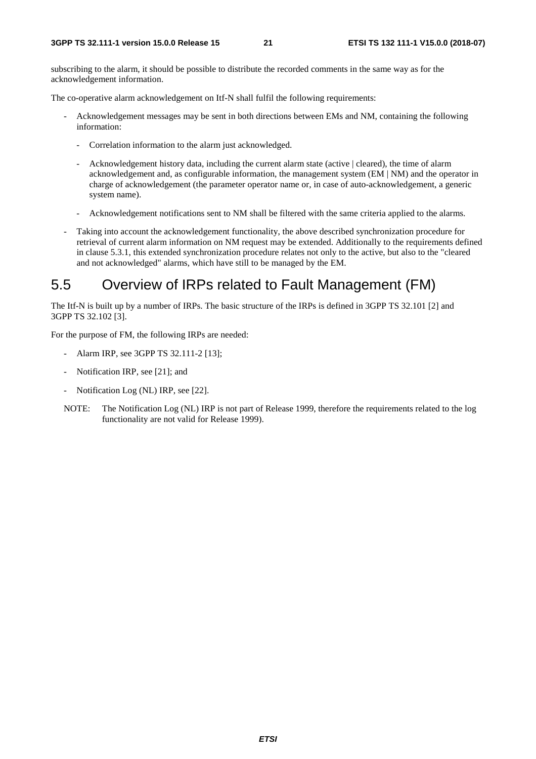subscribing to the alarm, it should be possible to distribute the recorded comments in the same way as for the acknowledgement information.

The co-operative alarm acknowledgement on Itf-N shall fulfil the following requirements:

- Acknowledgement messages may be sent in both directions between EMs and NM, containing the following information:
  - Correlation information to the alarm just acknowledged.
  - Acknowledgement history data, including the current alarm state (active | cleared), the time of alarm acknowledgement and, as configurable information, the management system (EM | NM) and the operator in charge of acknowledgement (the parameter operator name or, in case of auto-acknowledgement, a generic system name).
  - Acknowledgement notifications sent to NM shall be filtered with the same criteria applied to the alarms.
- Taking into account the acknowledgement functionality, the above described synchronization procedure for retrieval of current alarm information on NM request may be extended. Additionally to the requirements defined in clause 5.3.1, this extended synchronization procedure relates not only to the active, but also to the "cleared and not acknowledged" alarms, which have still to be managed by the EM.

## 5.5 Overview of IRPs related to Fault Management (FM)

The Itf-N is built up by a number of IRPs. The basic structure of the IRPs is defined in 3GPP TS 32.101 [2] and 3GPP TS 32.102 [3].

For the purpose of FM, the following IRPs are needed:

- Alarm IRP, see 3GPP TS 32.111-2 [13];
- Notification IRP, see [21]; and
- Notification Log (NL) IRP, see [22].

NOTE: The Notification Log (NL) IRP is not part of Release 1999, therefore the requirements related to the log functionality are not valid for Release 1999).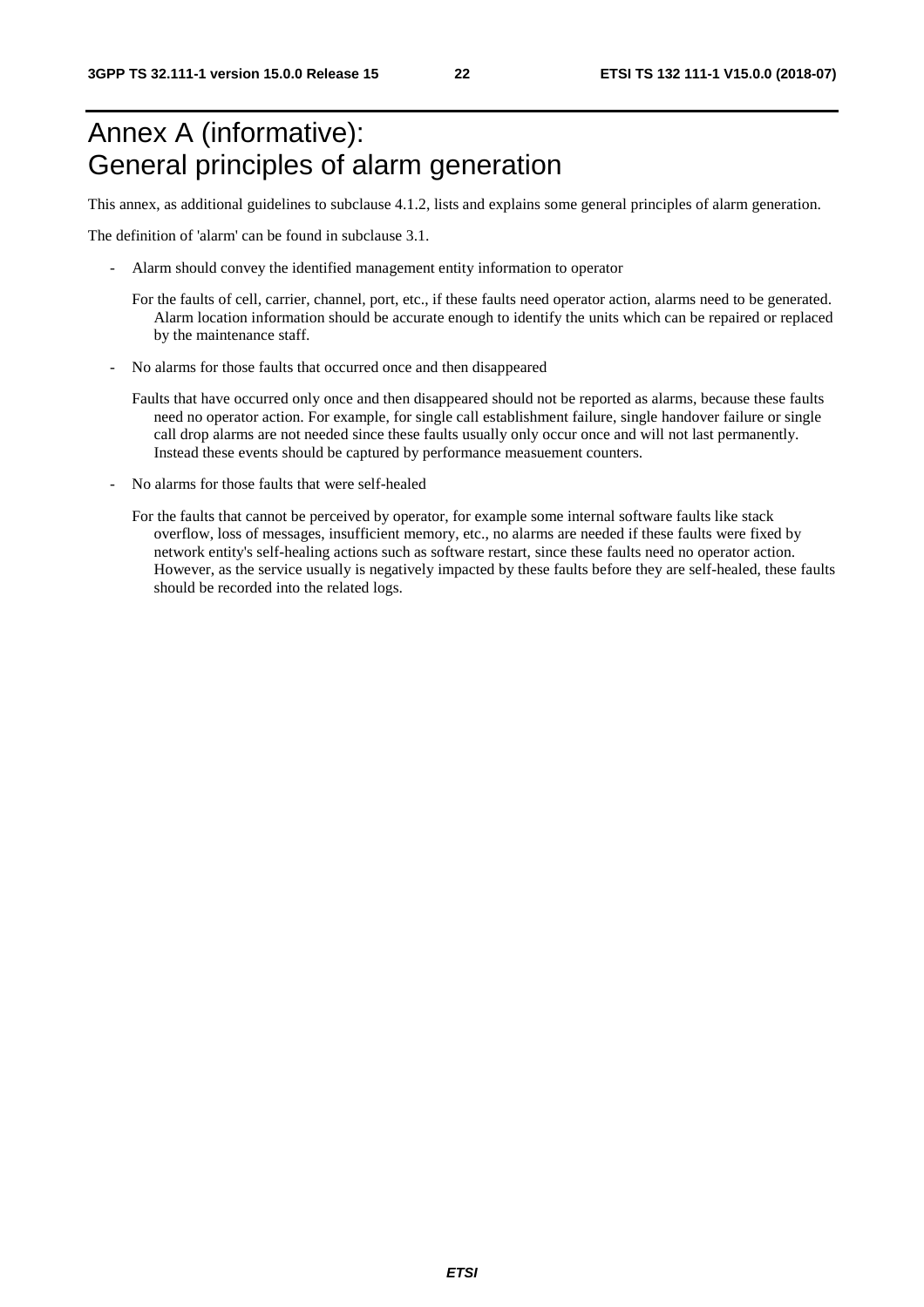# Annex A (informative): General principles of alarm generation

This annex, as additional guidelines to subclause 4.1.2, lists and explains some general principles of alarm generation.

The definition of 'alarm' can be found in subclause 3.1.

- Alarm should convey the identified management entity information to operator

  For the faults of cell, carrier, channel, port, etc., if these faults need operator action, alarms need to be generated. Alarm location information should be accurate enough to identify the units which can be repaired or replaced by the maintenance staff.

- No alarms for those faults that occurred once and then disappeared

  Faults that have occurred only once and then disappeared should not be reported as alarms, because these faults need no operator action. For example, for single call establishment failure, single handover failure or single call drop alarms are not needed since these faults usually only occur once and will not last permanently. Instead these events should be captured by performance measuement counters.

- No alarms for those faults that were self-healed

  For the faults that cannot be perceived by operator, for example some internal software faults like stack overflow, loss of messages, insufficient memory, etc., no alarms are needed if these faults were fixed by network entity's self-healing actions such as software restart, since these faults need no operator action. However, as the service usually is negatively impacted by these faults before they are self-healed, these faults should be recorded into the related logs.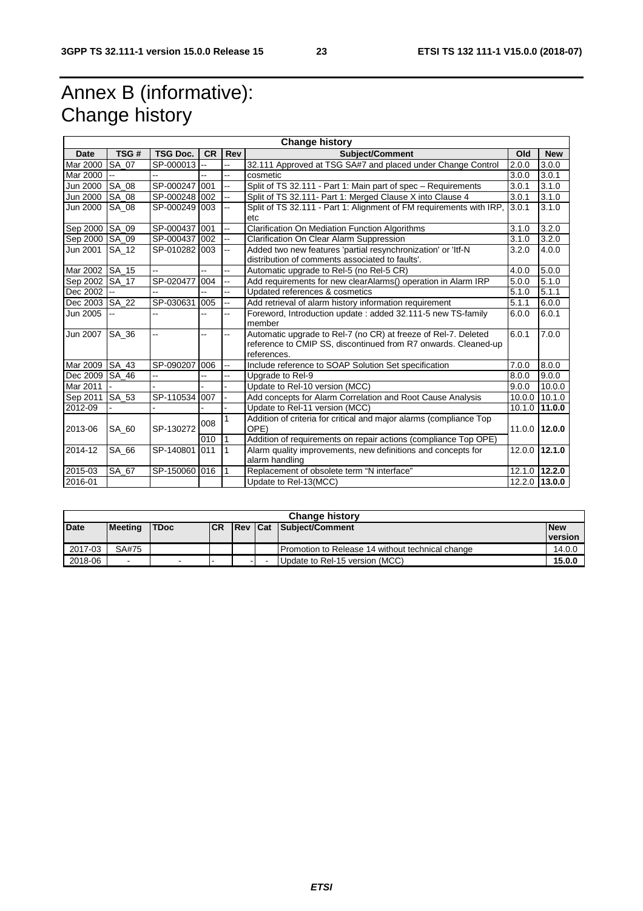# Annex B (informative): Change history

| Change history | | | | | | | |
|---|---|---|---|---|---|---|---|
| **Date** | **TSG #** | **TSG Doc.** | **CR** | **Rev** | **Subject/Comment** | **Old** | **New** |
| Mar 2000 | SA_07 | SP-000013 | -- | -- | 32.111 Approved at TSG SA#7 and placed under Change Control | 2.0.0 | 3.0.0 |
| Mar 2000 | -- | -- | -- | -- | cosmetic | 3.0.0 | 3.0.1 |
| Jun 2000 | SA_08 | SP-000247 | 001 | -- | Split of TS 32.111 - Part 1: Main part of spec – Requirements | 3.0.1 | 3.1.0 |
| Jun 2000 | SA_08 | SP-000248 | 002 | -- | Split of TS 32.111- Part 1: Merged Clause X into Clause 4 | 3.0.1 | 3.1.0 |
| Jun 2000 | SA_08 | SP-000249 | 003 | -- | Split of TS 32.111 - Part 1: Alignment of FM requirements with IRP, etc | 3.0.1 | 3.1.0 |
| Sep 2000 | SA_09 | SP-000437 | 001 | -- | Clarification On Mediation Function Algorithms | 3.1.0 | 3.2.0 |
| Sep 2000 | SA_09 | SP-000437 | 002 | -- | Clarification On Clear Alarm Suppression | 3.1.0 | 3.2.0 |
| Jun 2001 | SA_12 | SP-010282 | 003 | -- | Added two new features 'partial resynchronization' or 'Itf-N distribution of comments associated to faults'. | 3.2.0 | 4.0.0 |
| Mar 2002 | SA_15 | -- | -- | -- | Automatic upgrade to Rel-5 (no Rel-5 CR) | 4.0.0 | 5.0.0 |
| Sep 2002 | SA_17 | SP-020477 | 004 | -- | Add requirements for new clearAlarms() operation in Alarm IRP | 5.0.0 | 5.1.0 |
| Dec 2002 | -- | -- | -- | -- | Updated references & cosmetics | 5.1.0 | 5.1.1 |
| Dec 2003 | SA_22 | SP-030631 | 005 | -- | Add retrieval of alarm history information requirement | 5.1.1 | 6.0.0 |
| Jun 2005 | -- | -- | -- | -- | Foreword, Introduction update : added 32.111-5 new TS-family member | 6.0.0 | 6.0.1 |
| Jun 2007 | SA_36 | -- | -- | -- | Automatic upgrade to Rel-7 (no CR) at freeze of Rel-7. Deleted reference to CMIP SS, discontinued from R7 onwards. Cleaned-up references. | 6.0.1 | 7.0.0 |
| Mar 2009 | SA_43 | SP-090207 | 006 | -- | Include reference to SOAP Solution Set specification | 7.0.0 | 8.0.0 |
| Dec 2009 | SA_46 | -- | -- | -- | Upgrade to Rel-9 | 8.0.0 | 9.0.0 |
| Mar 2011 | - | - | - | - | Update to Rel-10 version (MCC) | 9.0.0 | 10.0.0 |
| Sep 2011 | SA_53 | SP-110534 | 007 | - | Add concepts for Alarm Correlation and Root Cause Analysis | 10.0.0 | 10.1.0 |
| 2012-09 | - | - | - | - | Update to Rel-11 version (MCC) | 10.1.0 | **11.0.0** |
| 2013-06 | SA_60 | SP-130272 | 008 | 1 | Addition of criteria for critical and major alarms (compliance Top OPE) | 11.0.0 | **12.0.0** |
| | | | 010 | 1 | Addition of requirements on repair actions (compliance Top OPE) | | |
| 2014-12 | SA_66 | SP-140801 | 011 | 1 | Alarm quality improvements, new definitions and concepts for alarm handling | 12.0.0 | **12.1.0** |
| 2015-03 | SA_67 | SP-150060 | 016 | 1 | Replacement of obsolete term "N interface" | 12.1.0 | **12.2.0** |
| 2016-01 | | | | | Update to Rel-13(MCC) | 12.2.0 | **13.0.0** |

| Change history | | | | | | | |
|---|---|---|---|---|---|---|---|
| **Date** | **Meeting** | **TDoc** | **CR** | **Rev** | **Cat** | **Subject/Comment** | **New version** |
| 2017-03 | SA#75 | | | | | Promotion to Release 14 without technical change | 14.0.0 |
| 2018-06 | - | - | - | - | - | Update to Rel-15 version (MCC) | **15.0.0** |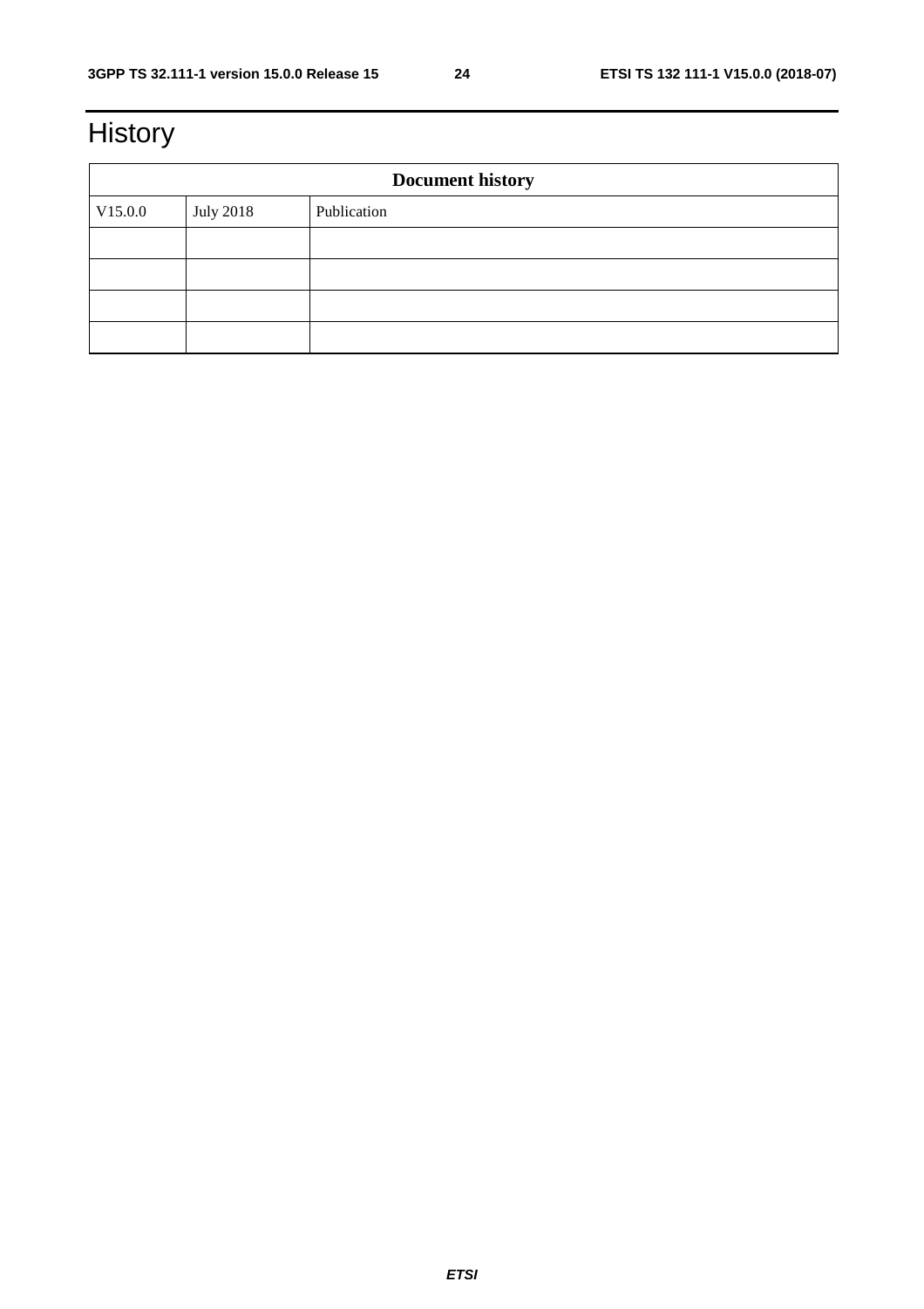# History

| Document history | | |
|---|---|---|
| V15.0.0 | July 2018 | Publication |
| | | |
| | | |
| | | |
| | | |